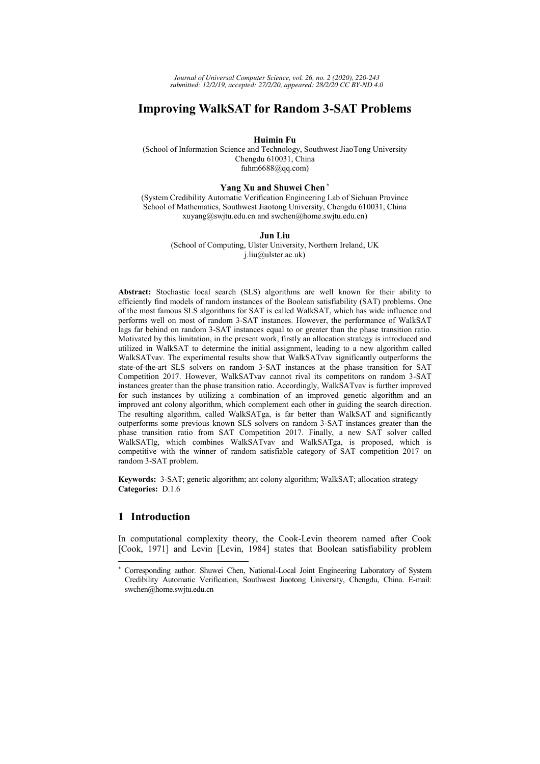# Improving WalkSAT for Random 3-SAT Problems

**Huimin Fu**  
(School of Information Science and Technology, Southwest JiaoTong University  
Chengdu 610031, China  
fuhm6688@qq.com)

**Yang Xu and Shuwei Chen** [*]  
(System Credibility Automatic Verification Engineering Lab of Sichuan Province  
School of Mathematics, Southwest Jiaotong University, Chengdu 610031, China  
xuyang@swjtu.edu.cn and swchen@home.swjtu.edu.cn)

**Jun Liu**  
(School of Computing, Ulster University, Northern Ireland, UK  
j.liu@ulster.ac.uk)

**Abstract:** Stochastic local search (SLS) algorithms are well known for their ability to efficiently find models of random instances of the Boolean satisfiability (SAT) problems. One of the most famous SLS algorithms for SAT is called WalkSAT, which has wide influence and performs well on most of random 3-SAT instances. However, the performance of WalkSAT lags far behind on random 3-SAT instances equal to or greater than the phase transition ratio. Motivated by this limitation, in the present work, firstly an allocation strategy is introduced and utilized in WalkSAT to determine the initial assignment, leading to a new algorithm called WalkSATvav. The experimental results show that WalkSATvav significantly outperforms the state-of-the-art SLS solvers on random 3-SAT instances at the phase transition for SAT Competition 2017. However, WalkSATvav cannot rival its competitors on random 3-SAT instances greater than the phase transition ratio. Accordingly, WalkSATvav is further improved for such instances by utilizing a combination of an improved genetic algorithm and an improved ant colony algorithm, which complement each other in guiding the search direction. The resulting algorithm, called WalkSATga, is far better than WalkSAT and significantly outperforms some previous known SLS solvers on random 3-SAT instances greater than the phase transition ratio from SAT Competition 2017. Finally, a new SAT solver called WalkSATlg, which combines WalkSATvav and WalkSATga, is proposed, which is competitive with the winner of random satisfiable category of SAT competition 2017 on random 3-SAT problem.

**Keywords:** 3-SAT; genetic algorithm; ant colony algorithm; WalkSAT; allocation strategy  
**Categories:** D.1.6

## 1 Introduction

In computational complexity theory, the Cook-Levin theorem named after Cook [Cook, 1971] and Levin [Levin, 1984] states that Boolean satisfiability problem

[*] Corresponding author. Shuwei Chen, National-Local Joint Engineering Laboratory of System Credibility Automatic Verification, Southwest Jiaotong University, Chengdu, China. E-mail: swchen@home.swjtu.edu.cn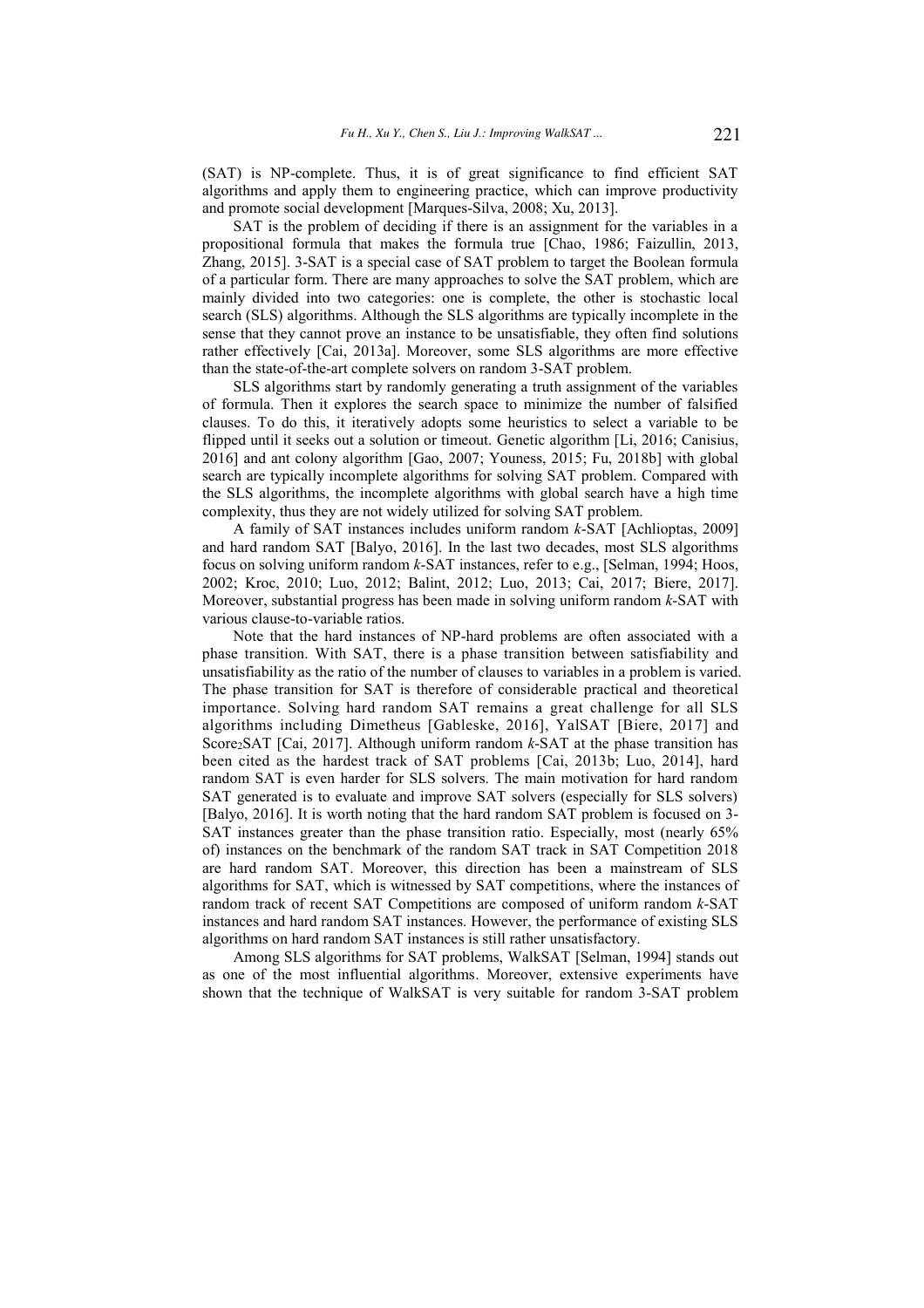(SAT) is NP-complete. Thus, it is of great significance to find efficient SAT algorithms and apply them to engineering practice, which can improve productivity and promote social development [Marques-Silva, 2008; Xu, 2013].

SAT is the problem of deciding if there is an assignment for the variables in a propositional formula that makes the formula true [Chao, 1986; Faizullin, 2013, Zhang, 2015]. 3-SAT is a special case of SAT problem to target the Boolean formula of a particular form. There are many approaches to solve the SAT problem, which are mainly divided into two categories: one is complete, the other is stochastic local search (SLS) algorithms. Although the SLS algorithms are typically incomplete in the sense that they cannot prove an instance to be unsatisfiable, they often find solutions rather effectively [Cai, 2013a]. Moreover, some SLS algorithms are more effective than the state-of-the-art complete solvers on random 3-SAT problem.

SLS algorithms start by randomly generating a truth assignment of the variables of formula. Then it explores the search space to minimize the number of falsified clauses. To do this, it iteratively adopts some heuristics to select a variable to be flipped until it seeks out a solution or timeout. Genetic algorithm [Li, 2016; Canisius, 2016] and ant colony algorithm [Gao, 2007; Youness, 2015; Fu, 2018b] with global search are typically incomplete algorithms for solving SAT problem. Compared with the SLS algorithms, the incomplete algorithms with global search have a high time complexity, thus they are not widely utilized for solving SAT problem.

A family of SAT instances includes uniform random *k*-SAT [Achlioptas, 2009] and hard random SAT [Balyo, 2016]. In the last two decades, most SLS algorithms focus on solving uniform random *k*-SAT instances, refer to e.g., [Selman, 1994; Hoos, 2002; Kroc, 2010; Luo, 2012; Balint, 2012; Luo, 2013; Cai, 2017; Biere, 2017]. Moreover, substantial progress has been made in solving uniform random *k*-SAT with various clause-to-variable ratios.

Note that the hard instances of NP-hard problems are often associated with a phase transition. With SAT, there is a phase transition between satisfiability and unsatisfiability as the ratio of the number of clauses to variables in a problem is varied. The phase transition for SAT is therefore of considerable practical and theoretical importance. Solving hard random SAT remains a great challenge for all SLS algorithms including Dimetheus [Gableske, 2016], YalSAT [Biere, 2017] and Score$_2$SAT [Cai, 2017]. Although uniform random *k*-SAT at the phase transition has been cited as the hardest track of SAT problems [Cai, 2013b; Luo, 2014], hard random SAT is even harder for SLS solvers. The main motivation for hard random SAT generated is to evaluate and improve SAT solvers (especially for SLS solvers) [Balyo, 2016]. It is worth noting that the hard random SAT problem is focused on 3-SAT instances greater than the phase transition ratio. Especially, most (nearly 65% of) instances on the benchmark of the random SAT track in SAT Competition 2018 are hard random SAT. Moreover, this direction has been a mainstream of SLS algorithms for SAT, which is witnessed by SAT competitions, where the instances of random track of recent SAT Competitions are composed of uniform random *k*-SAT instances and hard random SAT instances. However, the performance of existing SLS algorithms on hard random SAT instances is still rather unsatisfactory.

Among SLS algorithms for SAT problems, WalkSAT [Selman, 1994] stands out as one of the most influential algorithms. Moreover, extensive experiments have shown that the technique of WalkSAT is very suitable for random 3-SAT problem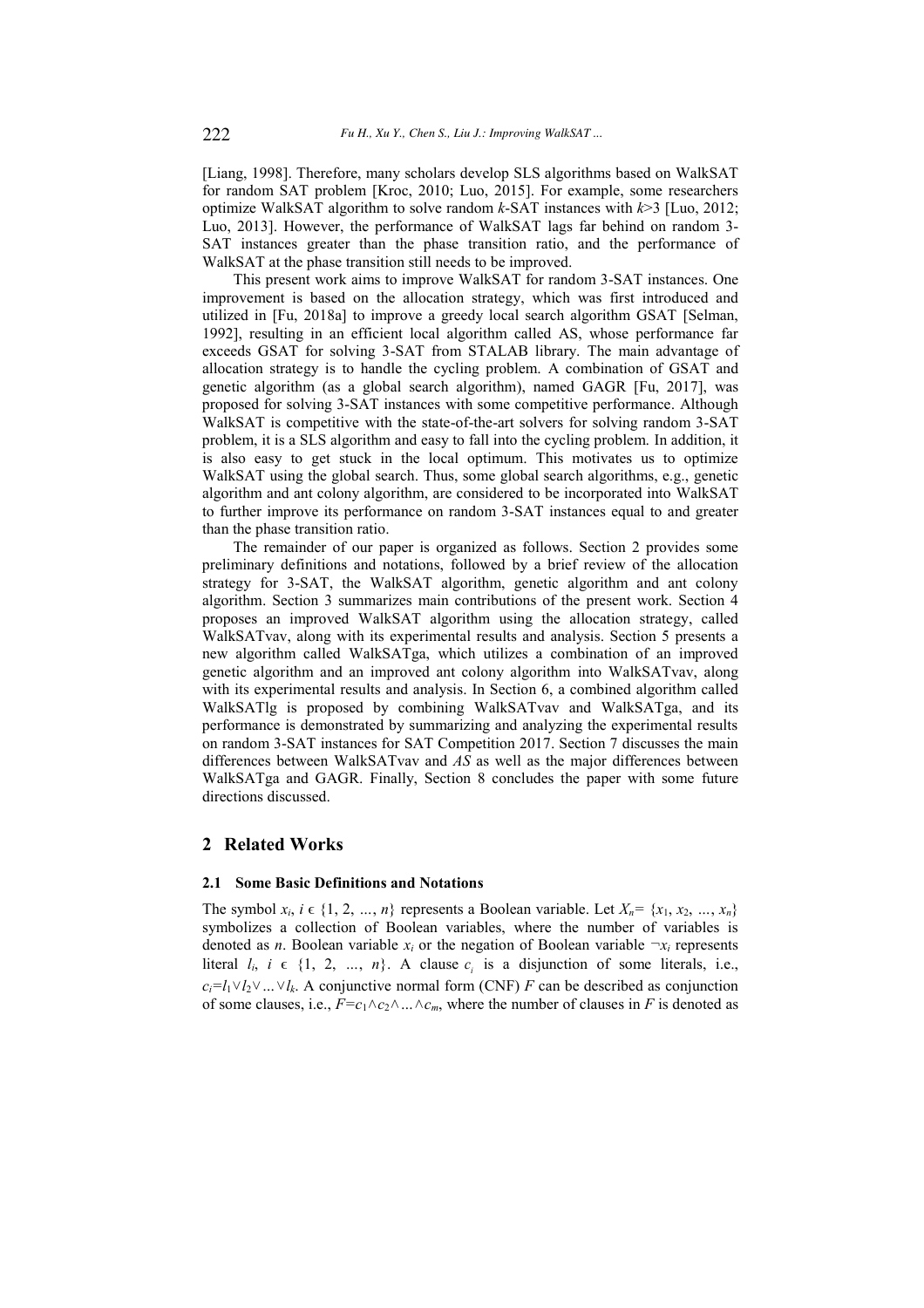[Liang, 1998]. Therefore, many scholars develop SLS algorithms based on WalkSAT for random SAT problem [Kroc, 2010; Luo, 2015]. For example, some researchers optimize WalkSAT algorithm to solve random *k*-SAT instances with $k>3$ [Luo, 2012; Luo, 2013]. However, the performance of WalkSAT lags far behind on random 3-SAT instances greater than the phase transition ratio, and the performance of WalkSAT at the phase transition still needs to be improved.

This present work aims to improve WalkSAT for random 3-SAT instances. One improvement is based on the allocation strategy, which was first introduced and utilized in [Fu, 2018a] to improve a greedy local search algorithm GSAT [Selman, 1992], resulting in an efficient local algorithm called AS, whose performance far exceeds GSAT for solving 3-SAT from STALAB library. The main advantage of allocation strategy is to handle the cycling problem. A combination of GSAT and genetic algorithm (as a global search algorithm), named GAGR [Fu, 2017], was proposed for solving 3-SAT instances with some competitive performance. Although WalkSAT is competitive with the state-of-the-art solvers for solving random 3-SAT problem, it is a SLS algorithm and easy to fall into the cycling problem. In addition, it is also easy to get stuck in the local optimum. This motivates us to optimize WalkSAT using the global search. Thus, some global search algorithms, e.g., genetic algorithm and ant colony algorithm, are considered to be incorporated into WalkSAT to further improve its performance on random 3-SAT instances equal to and greater than the phase transition ratio.

The remainder of our paper is organized as follows. Section 2 provides some preliminary definitions and notations, followed by a brief review of the allocation strategy for 3-SAT, the WalkSAT algorithm, genetic algorithm and ant colony algorithm. Section 3 summarizes main contributions of the present work. Section 4 proposes an improved WalkSAT algorithm using the allocation strategy, called WalkSATvav, along with its experimental results and analysis. Section 5 presents a new algorithm called WalkSATga, which utilizes a combination of an improved genetic algorithm and an improved ant colony algorithm into WalkSATvav, along with its experimental results and analysis. In Section 6, a combined algorithm called WalkSATlg is proposed by combining WalkSATvav and WalkSATga, and its performance is demonstrated by summarizing and analyzing the experimental results on random 3-SAT instances for SAT Competition 2017. Section 7 discusses the main differences between WalkSATvav and *AS* as well as the major differences between WalkSATga and GAGR. Finally, Section 8 concludes the paper with some future directions discussed.

## 2 Related Works

### 2.1 Some Basic Definitions and Notations

The symbol $x_i$, $i \in \{1, 2, \ldots, n\}$ represents a Boolean variable. Let $X_n = \{x_1, x_2, \ldots, x_n\}$ symbolizes a collection of Boolean variables, where the number of variables is denoted as *n*. Boolean variable $x_i$ or the negation of Boolean variable $\neg x_i$ represents literal $l_i$, $i \in \{1, 2, \ldots, n\}$. A clause $c_i$ is a disjunction of some literals, i.e., $c_i = l_1 \vee l_2 \vee \ldots \vee l_k$. A conjunctive normal form (CNF) *F* can be described as conjunction of some clauses, i.e., $F = c_1 \wedge c_2 \wedge \ldots \wedge c_m$, where the number of clauses in *F* is denoted as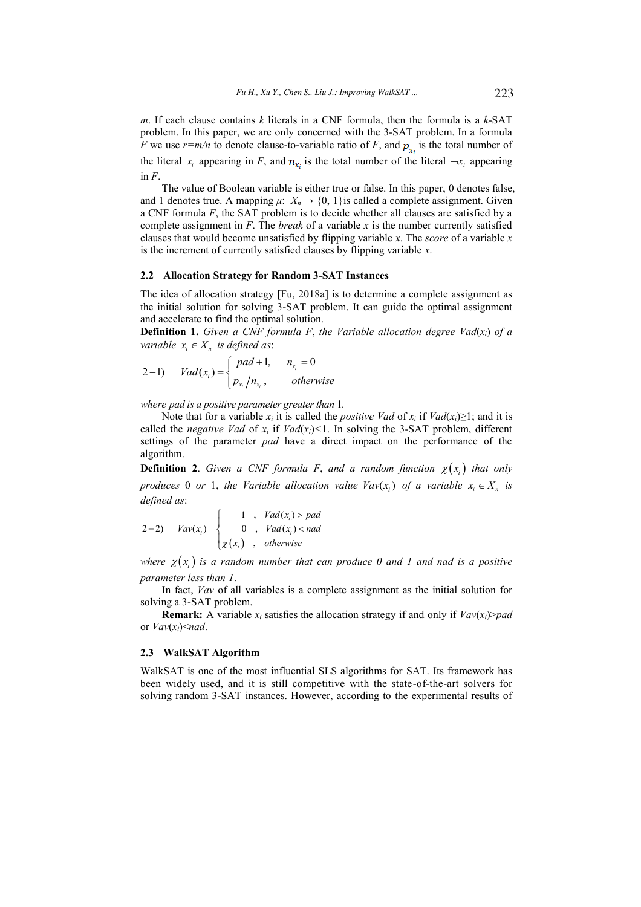*m*. If each clause contains *k* literals in a CNF formula, then the formula is a *k*-SAT problem. In this paper, we are only concerned with the 3-SAT problem. In a formula *F* we use $r=m/n$ to denote clause-to-variable ratio of *F*, and $p_{x_i}$ is the total number of the literal $x_i$ appearing in *F*, and $n_{x_i}$ is the total number of the literal $\neg x_i$ appearing in *F*.

The value of Boolean variable is either true or false. In this paper, 0 denotes false, and 1 denotes true. A mapping $\mu$: $X_n \rightarrow \{0, 1\}$ is called a complete assignment. Given a CNF formula *F*, the SAT problem is to decide whether all clauses are satisfied by a complete assignment in *F*. The *break* of a variable *x* is the number currently satisfied clauses that would become unsatisfied by flipping variable *x*. The *score* of a variable *x* is the increment of currently satisfied clauses by flipping variable *x*.

### 2.2 Allocation Strategy for Random 3-SAT Instances

The idea of allocation strategy [Fu, 2018a] is to determine a complete assignment as the initial solution for solving 3-SAT problem. It can guide the optimal assignment and accelerate to find the optimal solution.

**Definition 1.** *Given a CNF formula F, the Variable allocation degree Vad*($x_i$) *of a variable* $x_i \in X_n$ *is defined as*:

$$2-1) \quad Vad(x_i) = \begin{cases} pad+1, & n_{x_i} = 0 \\ p_{x_i} / n_{x_i}, & otherwise \end{cases}$$

*where pad is a positive parameter greater than* 1*.*

Note that for a variable $x_i$ it is called the *positive Vad* of $x_i$ if $Vad(x_i) \geq 1$; and it is called the *negative Vad* of $x_i$ if $Vad(x_i) < 1$. In solving the 3-SAT problem, different settings of the parameter *pad* have a direct impact on the performance of the algorithm.

**Definition 2**. *Given a CNF formula F, and a random function* $\chi(x_i)$ *that only produces* 0 *or* 1, *the Variable allocation value Vav*($x_i$) *of a variable* $x_i \in X_n$ *is defined as*:

$$2-2) \quad Vav(x_i) = \begin{cases} 1, & Vad(x_i) > pad \\ 0, & Vad(x_i) < nad \\ \chi(x_i), & otherwise \end{cases}$$

*where* $\chi(x_i)$ *is a random number that can produce 0 and 1 and nad is a positive parameter less than 1*.

In fact, *Vav* of all variables is a complete assignment as the initial solution for solving a 3-SAT problem.

**Remark:** A variable $x_i$ satisfies the allocation strategy if and only if $Vav(x_i) > pad$ or $Vav(x_i) < nad$.

### 2.3 WalkSAT Algorithm

WalkSAT is one of the most influential SLS algorithms for SAT. Its framework has been widely used, and it is still competitive with the state-of-the-art solvers for solving random 3-SAT instances. However, according to the experimental results of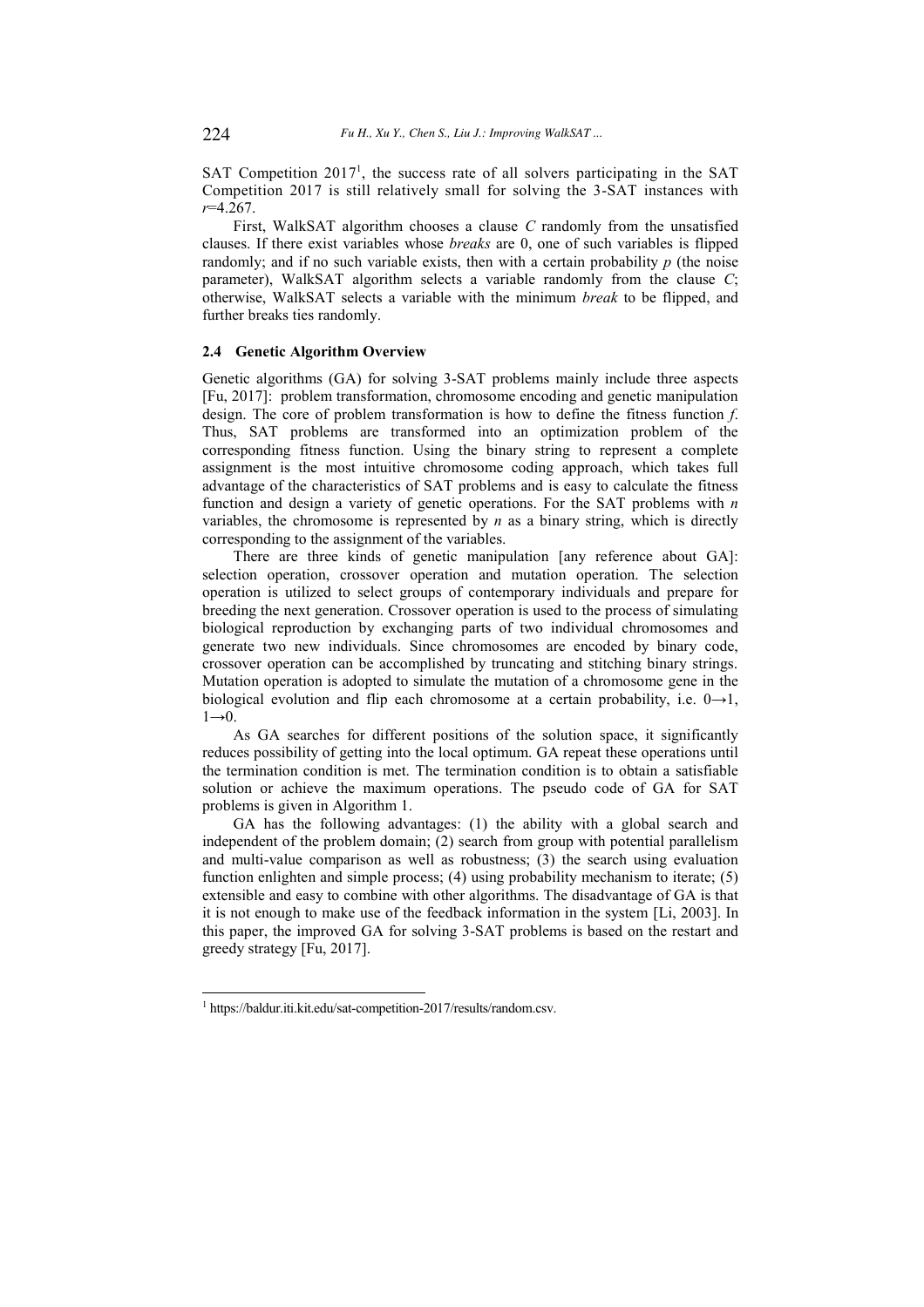SAT Competition 2017[1], the success rate of all solvers participating in the SAT Competition 2017 is still relatively small for solving the 3-SAT instances with $r$=4.267.

First, WalkSAT algorithm chooses a clause $C$ randomly from the unsatisfied clauses. If there exist variables whose *breaks* are 0, one of such variables is flipped randomly; and if no such variable exists, then with a certain probability $p$ (the noise parameter), WalkSAT algorithm selects a variable randomly from the clause $C$; otherwise, WalkSAT selects a variable with the minimum *break* to be flipped, and further breaks ties randomly.

### 2.4 Genetic Algorithm Overview

Genetic algorithms (GA) for solving 3-SAT problems mainly include three aspects [Fu, 2017]: problem transformation, chromosome encoding and genetic manipulation design. The core of problem transformation is how to define the fitness function $f$. Thus, SAT problems are transformed into an optimization problem of the corresponding fitness function. Using the binary string to represent a complete assignment is the most intuitive chromosome coding approach, which takes full advantage of the characteristics of SAT problems and is easy to calculate the fitness function and design a variety of genetic operations. For the SAT problems with $n$ variables, the chromosome is represented by $n$ as a binary string, which is directly corresponding to the assignment of the variables.

There are three kinds of genetic manipulation [any reference about GA]: selection operation, crossover operation and mutation operation. The selection operation is utilized to select groups of contemporary individuals and prepare for breeding the next generation. Crossover operation is used to the process of simulating biological reproduction by exchanging parts of two individual chromosomes and generate two new individuals. Since chromosomes are encoded by binary code, crossover operation can be accomplished by truncating and stitching binary strings. Mutation operation is adopted to simulate the mutation of a chromosome gene in the biological evolution and flip each chromosome at a certain probability, i.e. $0 \rightarrow 1$, $1 \rightarrow 0$.

As GA searches for different positions of the solution space, it significantly reduces possibility of getting into the local optimum. GA repeat these operations until the termination condition is met. The termination condition is to obtain a satisfiable solution or achieve the maximum operations. The pseudo code of GA for SAT problems is given in Algorithm 1.

GA has the following advantages: (1) the ability with a global search and independent of the problem domain; (2) search from group with potential parallelism and multi-value comparison as well as robustness; (3) the search using evaluation function enlighten and simple process; (4) using probability mechanism to iterate; (5) extensible and easy to combine with other algorithms. The disadvantage of GA is that it is not enough to make use of the feedback information in the system [Li, 2003]. In this paper, the improved GA for solving 3-SAT problems is based on the restart and greedy strategy [Fu, 2017].

---

[1] https://baldur.iti.kit.edu/sat-competition-2017/results/random.csv.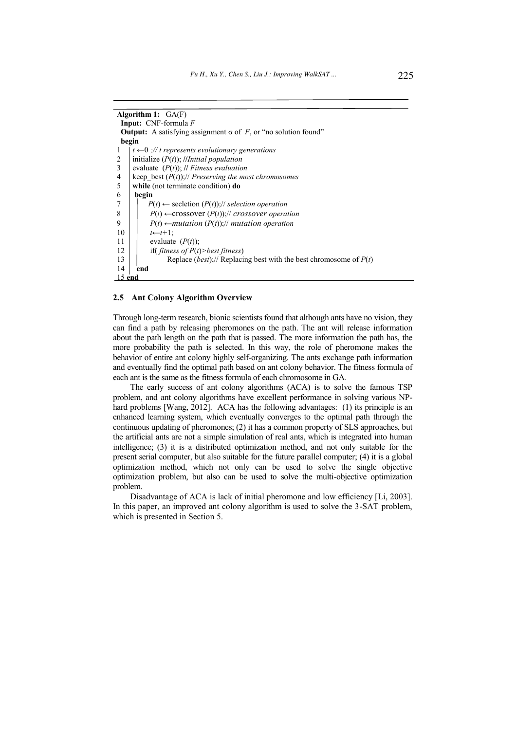**Algorithm 1:** GA(F)

**Input:** CNF-formula *F*

**Output:** A satisfying assignment σ of *F*, or "no solution found"

```
    begin
1   t ←0 ;// t represents evolutionary generations
2   initialize (P(t)); //Initial population
3   evaluate (P(t)); // Fitness evaluation
4   keep_best (P(t));// Preserving the most chromosomes
5   while (not terminate condition) do
6   begin
7       P(t) ← secletion (P(t));// selection operation
8       P(t) ←crossover (P(t));// crossover operation
9       P(t) ←mutation (P(t));// mutation operation
10      t←t+1;
11      evaluate (P(t));
12      if( fitness of P(t)>best fitness)
13          Replace (best);// Replacing best with the best chromosome of P(t)
14  end
15 end
```

### 2.5 Ant Colony Algorithm Overview

Through long-term research, bionic scientists found that although ants have no vision, they can find a path by releasing pheromones on the path. The ant will release information about the path length on the path that is passed. The more information the path has, the more probability the path is selected. In this way, the role of pheromone makes the behavior of entire ant colony highly self-organizing. The ants exchange path information and eventually find the optimal path based on ant colony behavior. The fitness formula of each ant is the same as the fitness formula of each chromosome in GA.

The early success of ant colony algorithms (ACA) is to solve the famous TSP problem, and ant colony algorithms have excellent performance in solving various NP-hard problems [Wang, 2012]. ACA has the following advantages: (1) its principle is an enhanced learning system, which eventually converges to the optimal path through the continuous updating of pheromones; (2) it has a common property of SLS approaches, but the artificial ants are not a simple simulation of real ants, which is integrated into human intelligence; (3) it is a distributed optimization method, and not only suitable for the present serial computer, but also suitable for the future parallel computer; (4) it is a global optimization method, which not only can be used to solve the single objective optimization problem, but also can be used to solve the multi-objective optimization problem.

Disadvantage of ACA is lack of initial pheromone and low efficiency [Li, 2003]. In this paper, an improved ant colony algorithm is used to solve the 3-SAT problem, which is presented in Section 5.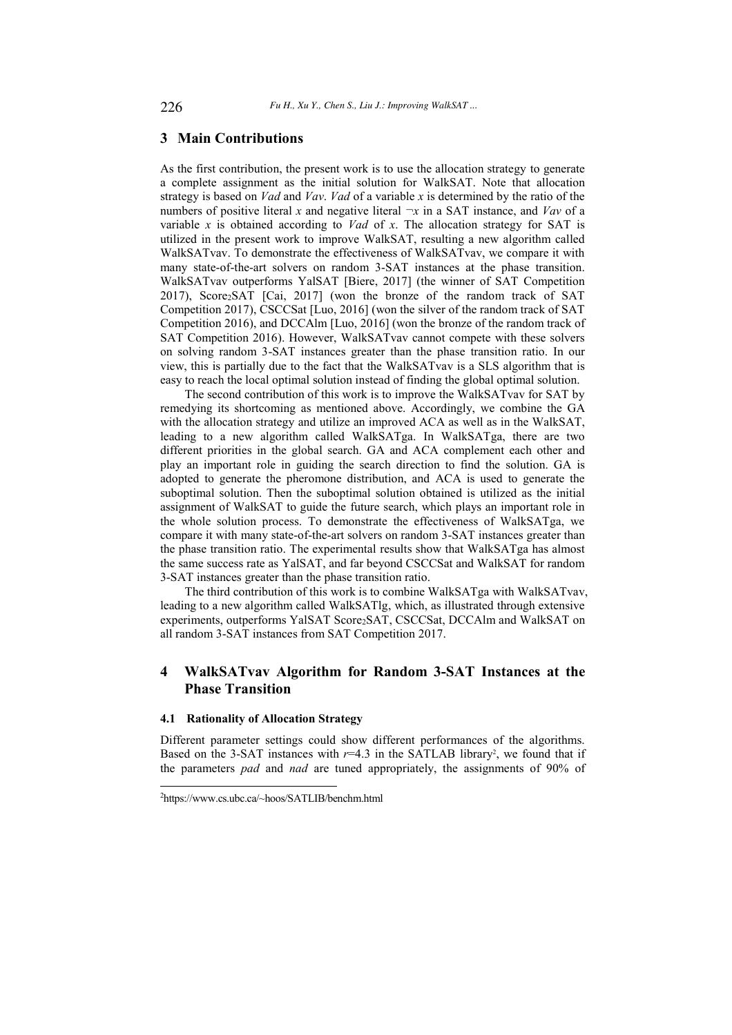## 3 Main Contributions

As the first contribution, the present work is to use the allocation strategy to generate a complete assignment as the initial solution for WalkSAT. Note that allocation strategy is based on *Vad* and *Vav*. *Vad* of a variable *x* is determined by the ratio of the numbers of positive literal *x* and negative literal ¬*x* in a SAT instance, and *Vav* of a variable *x* is obtained according to *Vad* of *x*. The allocation strategy for SAT is utilized in the present work to improve WalkSAT, resulting a new algorithm called WalkSATvav. To demonstrate the effectiveness of WalkSATvav, we compare it with many state-of-the-art solvers on random 3-SAT instances at the phase transition. WalkSATvav outperforms YalSAT [Biere, 2017] (the winner of SAT Competition 2017), $\text{Score}_2\text{SAT}$ [Cai, 2017] (won the bronze of the random track of SAT Competition 2017), CSCCSat [Luo, 2016] (won the silver of the random track of SAT Competition 2016), and DCCAlm [Luo, 2016] (won the bronze of the random track of SAT Competition 2016). However, WalkSATvav cannot compete with these solvers on solving random 3-SAT instances greater than the phase transition ratio. In our view, this is partially due to the fact that the WalkSATvav is a SLS algorithm that is easy to reach the local optimal solution instead of finding the global optimal solution.

The second contribution of this work is to improve the WalkSATvav for SAT by remedying its shortcoming as mentioned above. Accordingly, we combine the GA with the allocation strategy and utilize an improved ACA as well as in the WalkSAT, leading to a new algorithm called WalkSATga. In WalkSATga, there are two different priorities in the global search. GA and ACA complement each other and play an important role in guiding the search direction to find the solution. GA is adopted to generate the pheromone distribution, and ACA is used to generate the suboptimal solution. Then the suboptimal solution obtained is utilized as the initial assignment of WalkSAT to guide the future search, which plays an important role in the whole solution process. To demonstrate the effectiveness of WalkSATga, we compare it with many state-of-the-art solvers on random 3-SAT instances greater than the phase transition ratio. The experimental results show that WalkSATga has almost the same success rate as YalSAT, and far beyond CSCCSat and WalkSAT for random 3-SAT instances greater than the phase transition ratio.

The third contribution of this work is to combine WalkSATga with WalkSATvav, leading to a new algorithm called WalkSATlg, which, as illustrated through extensive experiments, outperforms YalSAT $\text{Score}_2\text{SAT}$, CSCCSat, DCCAlm and WalkSAT on all random 3-SAT instances from SAT Competition 2017.

## 4 WalkSATvav Algorithm for Random 3-SAT Instances at the Phase Transition

### 4.1 Rationality of Allocation Strategy

Different parameter settings could show different performances of the algorithms. Based on the 3-SAT instances with $r$=4.3 in the SATLAB library[2], we found that if the parameters *pad* and *nad* are tuned appropriately, the assignments of 90% of

[2]https://www.cs.ubc.ca/~hoos/SATLIB/benchm.html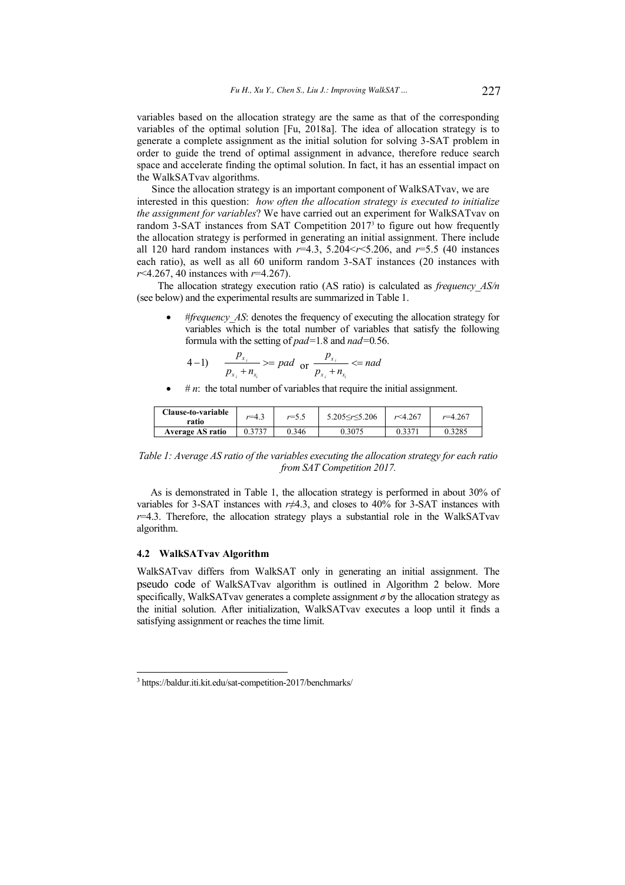variables based on the allocation strategy are the same as that of the corresponding variables of the optimal solution [Fu, 2018a]. The idea of allocation strategy is to generate a complete assignment as the initial solution for solving 3-SAT problem in order to guide the trend of optimal assignment in advance, therefore reduce search space and accelerate finding the optimal solution. In fact, it has an essential impact on the WalkSATvav algorithms.

Since the allocation strategy is an important component of WalkSATvav, we are interested in this question: *how often the allocation strategy is executed to initialize the assignment for variables*? We have carried out an experiment for WalkSATvav on random 3-SAT instances from SAT Competition 2017[3] to figure out how frequently the allocation strategy is performed in generating an initial assignment. There include all 120 hard random instances with $r$=4.3, 5.204<$r$<5.206, and $r$=5.5 (40 instances each ratio), as well as all 60 uniform random 3-SAT instances (20 instances with $r$<4.267, 40 instances with $r$=4.267).

The allocation strategy execution ratio (AS ratio) is calculated as *frequency_AS/n* (see below) and the experimental results are summarized in Table 1.

- *#frequency_AS*: denotes the frequency of executing the allocation strategy for variables which is the total number of variables that satisfy the following formula with the setting of *pad*=1.8 and *nad*=0.56.

$$4-1)\quad \frac{p_{x_i}}{p_{x_i}+n_{x_i}} >= pad \ \text{ or } \ \frac{p_{x_i}}{p_{x_i}+n_{x_i}} <= nad$$

- *# n*: the total number of variables that require the initial assignment.

| Clause-to-variable ratio | $r$=4.3 | $r$=5.5 | 5.205≤$r$≤5.206 | $r$<4.267 | $r$=4.267 |
|---|---|---|---|---|---|
| Average AS ratio | 0.3737 | 0.346 | 0.3075 | 0.3371 | 0.3285 |

*Table 1: Average AS ratio of the variables executing the allocation strategy for each ratio from SAT Competition 2017.*

As is demonstrated in Table 1, the allocation strategy is performed in about 30% of variables for 3-SAT instances with $r$≠4.3, and closes to 40% for 3-SAT instances with $r$=4.3. Therefore, the allocation strategy plays a substantial role in the WalkSATvav algorithm.

### 4.2 WalkSATvav Algorithm

WalkSATvav differs from WalkSAT only in generating an initial assignment. The pseudo code of WalkSATvav algorithm is outlined in Algorithm 2 below. More specifically, WalkSATvav generates a complete assignment $\sigma$ by the allocation strategy as the initial solution. After initialization, WalkSATvav executes a loop until it finds a satisfying assignment or reaches the time limit.

[3] https://baldur.iti.kit.edu/sat-competition-2017/benchmarks/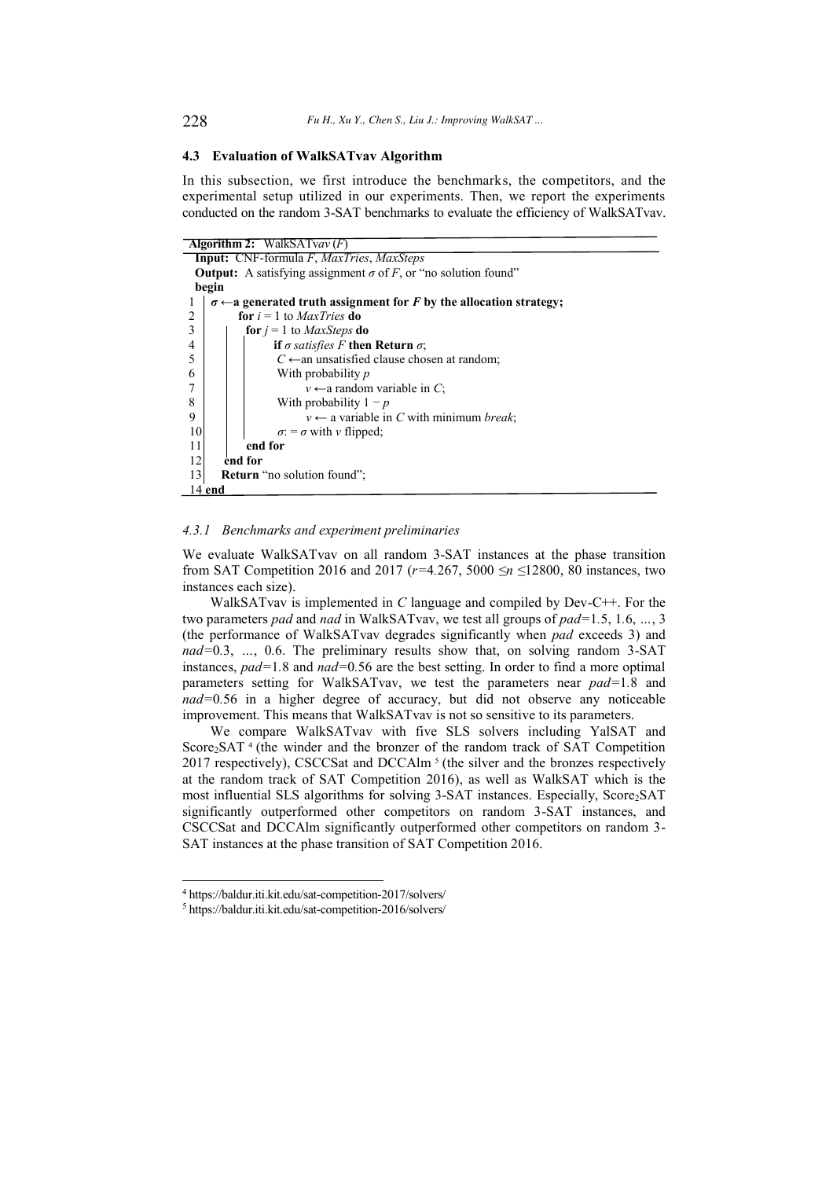### 4.3 Evaluation of WalkSATvav Algorithm

In this subsection, we first introduce the benchmarks, the competitors, and the experimental setup utilized in our experiments. Then, we report the experiments conducted on the random 3-SAT benchmarks to evaluate the efficiency of WalkSATvav.

```
Algorithm 2: WalkSATvav (F)
  Input: CNF-formula F, MaxTries, MaxSteps
  Output: A satisfying assignment σ of F, or "no solution found"
  begin
1   σ ←a generated truth assignment for F by the allocation strategy;
2       for i = 1 to MaxTries do
3         for j = 1 to MaxSteps do
4             if σ satisfies F then Return σ;
5             C ←an unsatisfied clause chosen at random;
6             With probability p
7                 v ←a random variable in C;
8             With probability 1 − p
9                 v ← a variable in C with minimum break;
10            σ: = σ with v flipped;
11        end for
12    end for
13    Return "no solution found";
14 end
```

#### 4.3.1 Benchmarks and experiment preliminaries

We evaluate WalkSATvav on all random 3-SAT instances at the phase transition from SAT Competition 2016 and 2017 ($r$=4.267, 5000 ≤$n$ ≤12800, 80 instances, two instances each size).

WalkSATvav is implemented in *C* language and compiled by Dev-C++. For the two parameters *pad* and *nad* in WalkSATvav, we test all groups of *pad*=1.5, 1.6, ..., 3 (the performance of WalkSATvav degrades significantly when *pad* exceeds 3) and *nad*=0.3, ..., 0.6. The preliminary results show that, on solving random 3-SAT instances, *pad*=1.8 and *nad*=0.56 are the best setting. In order to find a more optimal parameters setting for WalkSATvav, we test the parameters near *pad*=1.8 and *nad*=0.56 in a higher degree of accuracy, but did not observe any noticeable improvement. This means that WalkSATvav is not so sensitive to its parameters.

We compare WalkSATvav with five SLS solvers including YalSAT and Score$_2$SAT [4] (the winder and the bronzer of the random track of SAT Competition 2017 respectively), CSCCSat and DCCAlm [5] (the silver and the bronzes respectively at the random track of SAT Competition 2016), as well as WalkSAT which is the most influential SLS algorithms for solving 3-SAT instances. Especially, Score$_2$SAT significantly outperformed other competitors on random 3-SAT instances, and CSCCSat and DCCAlm significantly outperformed other competitors on random 3-SAT instances at the phase transition of SAT Competition 2016.

[4] https://baldur.iti.kit.edu/sat-competition-2017/solvers/

[5] https://baldur.iti.kit.edu/sat-competition-2016/solvers/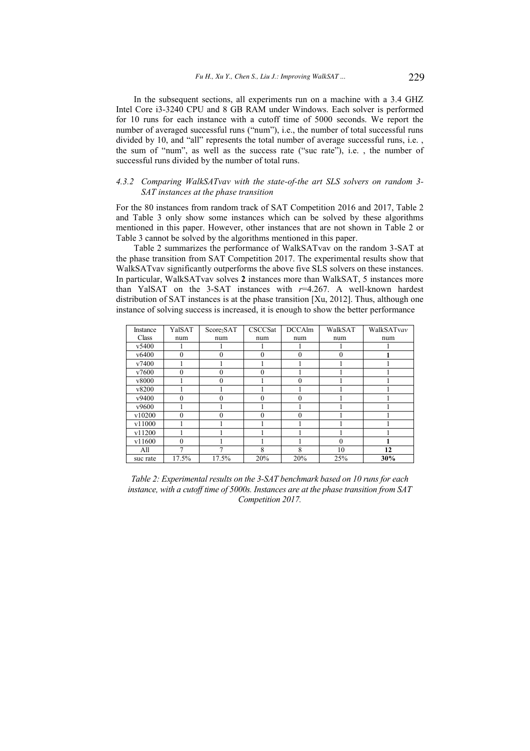In the subsequent sections, all experiments run on a machine with a 3.4 GHZ Intel Core i3-3240 CPU and 8 GB RAM under Windows. Each solver is performed for 10 runs for each instance with a cutoff time of 5000 seconds. We report the number of averaged successful runs ("num"), i.e., the number of total successful runs divided by 10, and "all" represents the total number of average successful runs, i.e. , the sum of "num", as well as the success rate ("suc rate"), i.e. , the number of successful runs divided by the number of total runs.

#### *4.3.2 Comparing WalkSATvav with the state-of-the art SLS solvers on random 3-SAT instances at the phase transition*

For the 80 instances from random track of SAT Competition 2016 and 2017, Table 2 and Table 3 only show some instances which can be solved by these algorithms mentioned in this paper. However, other instances that are not shown in Table 2 or Table 3 cannot be solved by the algorithms mentioned in this paper.

Table 2 summarizes the performance of WalkSATvav on the random 3-SAT at the phase transition from SAT Competition 2017. The experimental results show that WalkSATvav significantly outperforms the above five SLS solvers on these instances. In particular, WalkSATvav solves **2** instances more than WalkSAT, 5 instances more than YalSAT on the 3-SAT instances with $r$=4.267. A well-known hardest distribution of SAT instances is at the phase transition [Xu, 2012]. Thus, although one instance of solving success is increased, it is enough to show the better performance

| Instance Class | YalSAT num | $Score_2SAT$ num | CSCCSat num | DCCAlm num | WalkSAT num | WalkSAT*vav* num |
|---|---|---|---|---|---|---|
| v5400 | 1 | 1 | 1 | 1 | 1 | 1 |
| v6400 | 0 | 0 | 0 | 0 | 0 | **1** |
| v7400 | 1 | 1 | 1 | 1 | 1 | 1 |
| v7600 | 0 | 0 | 0 | 1 | 1 | 1 |
| v8000 | 1 | 0 | 1 | 0 | 1 | 1 |
| v8200 | 1 | 1 | 1 | 1 | 1 | 1 |
| v9400 | 0 | 0 | 0 | 0 | 1 | 1 |
| v9600 | 1 | 1 | 1 | 1 | 1 | 1 |
| v10200 | 0 | 0 | 0 | 0 | 1 | 1 |
| v11000 | 1 | 1 | 1 | 1 | 1 | 1 |
| v11200 | 1 | 1 | 1 | 1 | 1 | 1 |
| v11600 | 0 | 1 | 1 | 1 | 0 | **1** |
| All | 7 | 7 | 8 | 8 | 10 | **12** |
| suc rate | 17.5% | 17.5% | 20% | 20% | 25% | **30%** |

*Table 2: Experimental results on the 3-SAT benchmark based on 10 runs for each instance, with a cutoff time of 5000s. Instances are at the phase transition from SAT Competition 2017.*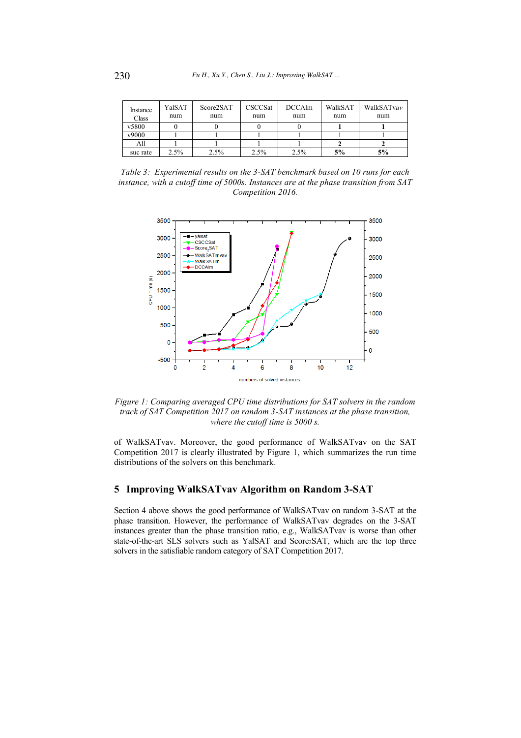| Instance Class | YalSAT num | Score2SAT num | CSCCSat num | DCCAlm num | WalkSAT num | WalkSAT*vav* num |
|---|---|---|---|---|---|---|
| v5800 | 0 | 0 | 0 | 0 | **1** | **1** |
| v9000 | 1 | 1 | 1 | 1 | 1 | 1 |
| All | 1 | 1 | 1 | 1 | **2** | **2** |
| suc rate | 2.5% | 2.5% | 2.5% | 2.5% | **5%** | **5%** |

*Table 3: Experimental results on the 3-SAT benchmark based on 10 runs for each instance, with a cutoff time of 5000s. Instances are at the phase transition from SAT Competition 2016.*

*Figure 1: Comparing averaged CPU time distributions for SAT solvers in the random track of SAT Competition 2017 on random 3-SAT instances at the phase transition, where the cutoff time is 5000 s.*

of WalkSATvav. Moreover, the good performance of WalkSATvav on the SAT Competition 2017 is clearly illustrated by Figure 1, which summarizes the run time distributions of the solvers on this benchmark.

## 5 Improving WalkSATvav Algorithm on Random 3-SAT

Section 4 above shows the good performance of WalkSATvav on random 3-SAT at the phase transition. However, the performance of WalkSATvav degrades on the 3-SAT instances greater than the phase transition ratio, e.g., WalkSATvav is worse than other state-of-the-art SLS solvers such as YalSAT and Score$_2$SAT, which are the top three solvers in the satisfiable random category of SAT Competition 2017.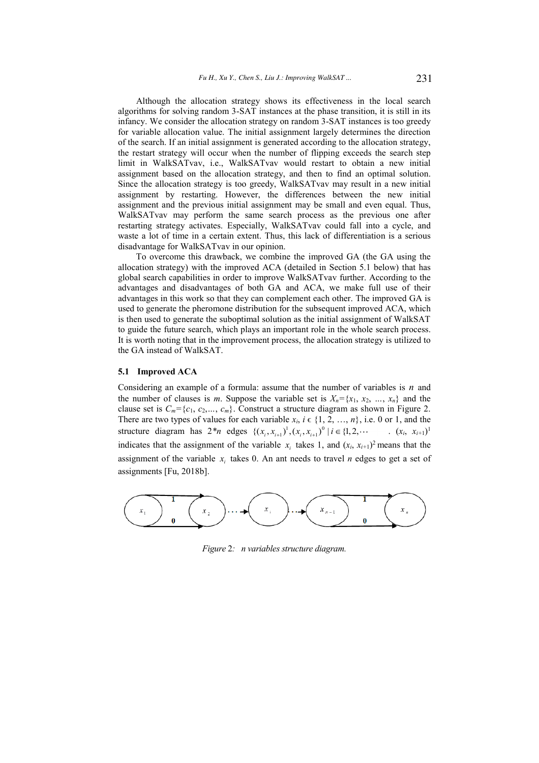Although the allocation strategy shows its effectiveness in the local search algorithms for solving random 3-SAT instances at the phase transition, it is still in its infancy. We consider the allocation strategy on random 3-SAT instances is too greedy for variable allocation value. The initial assignment largely determines the direction of the search. If an initial assignment is generated according to the allocation strategy, the restart strategy will occur when the number of flipping exceeds the search step limit in WalkSATvav, i.e., WalkSATvav would restart to obtain a new initial assignment based on the allocation strategy, and then to find an optimal solution. Since the allocation strategy is too greedy, WalkSATvav may result in a new initial assignment by restarting. However, the differences between the new initial assignment and the previous initial assignment may be small and even equal. Thus, WalkSATvav may perform the same search process as the previous one after restarting strategy activates. Especially, WalkSATvav could fall into a cycle, and waste a lot of time in a certain extent. Thus, this lack of differentiation is a serious disadvantage for WalkSATvav in our opinion.

To overcome this drawback, we combine the improved GA (the GA using the allocation strategy) with the improved ACA (detailed in Section 5.1 below) that has global search capabilities in order to improve WalkSATvav further. According to the advantages and disadvantages of both GA and ACA, we make full use of their advantages in this work so that they can complement each other. The improved GA is used to generate the pheromone distribution for the subsequent improved ACA, which is then used to generate the suboptimal solution as the initial assignment of WalkSAT to guide the future search, which plays an important role in the whole search process. It is worth noting that in the improvement process, the allocation strategy is utilized to the GA instead of WalkSAT.

### 5.1 Improved ACA

Considering an example of a formula: assume that the number of variables is $n$ and the number of clauses is $m$. Suppose the variable set is $X_n=\{x_1, x_2, ..., x_n\}$ and the clause set is $C_m=\{c_1, c_2,..., c_m\}$. Construct a structure diagram as shown in Figure 2. There are two types of values for each variable $x_i$, $i \in \{1, 2, …, n\}$, i.e. 0 or 1, and the structure diagram has $2*n$ edges $\{(x_i, x_{i+1})^1, (x_i, x_{i+1})^0 \mid i \in \{1, 2, \cdots$ . $(x_i, x_{i+1})^1$ indicates that the assignment of the variable $x_i$ takes 1, and $(x_i, x_{i+1})^2$ means that the assignment of the variable $x_i$ takes 0. An ant needs to travel $n$ edges to get a set of assignments [Fu, 2018b].

*Figure 2: n variables structure diagram.*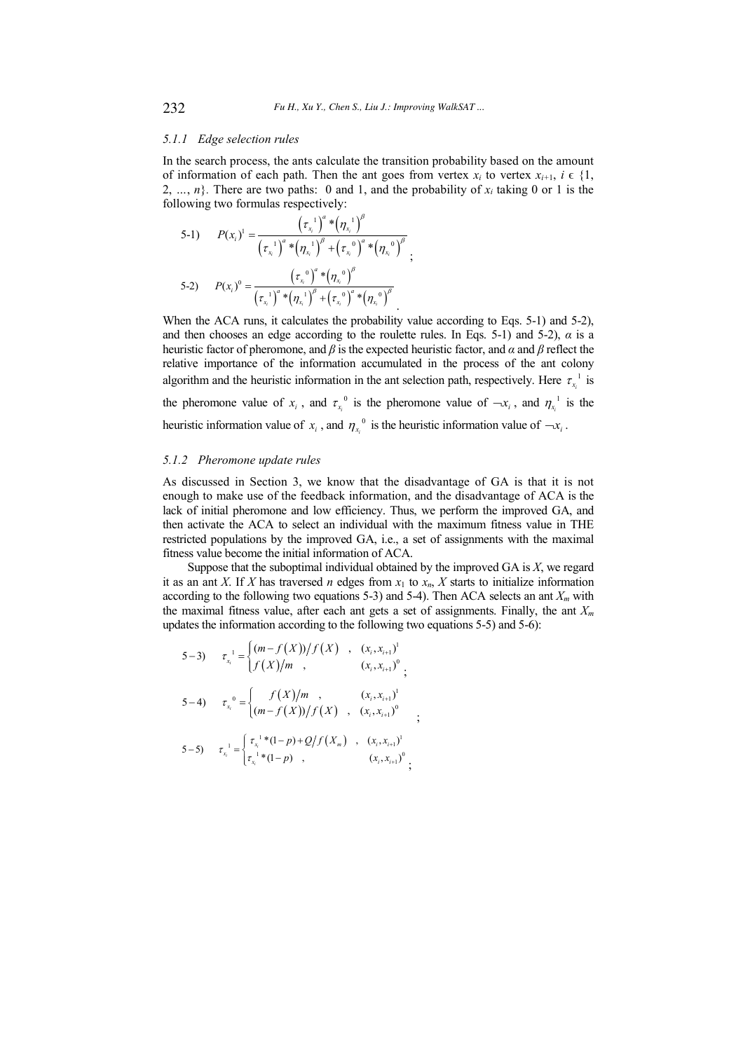#### 5.1.1 Edge selection rules

In the search process, the ants calculate the transition probability based on the amount of information of each path. Then the ant goes from vertex $x_i$ to vertex $x_{i+1}$, $i \in \{1, 2, ..., n\}$. There are two paths: 0 and 1, and the probability of $x_i$ taking 0 or 1 is the following two formulas respectively:

5-1) $$P(x_i)^1 = \frac{\left(\tau_{x_i}{}^1\right)^a * \left(\eta_{x_i}{}^1\right)^\beta}{\left(\tau_{x_i}{}^1\right)^a * \left(\eta_{x_i}{}^1\right)^\beta + \left(\tau_{x_i}{}^0\right)^a * \left(\eta_{x_i}{}^0\right)^\beta};$$

5-2) $$P(x_i)^0 = \frac{\left(\tau_{x_i}{}^0\right)^a * \left(\eta_{x_i}{}^0\right)^\beta}{\left(\tau_{x_i}{}^1\right)^a * \left(\eta_{x_i}{}^1\right)^\beta + \left(\tau_{x_i}{}^0\right)^a * \left(\eta_{x_i}{}^0\right)^\beta}.$$

When the ACA runs, it calculates the probability value according to Eqs. 5-1) and 5-2), and then chooses an edge according to the roulette rules. In Eqs. 5-1) and 5-2), $\alpha$ is a heuristic factor of pheromone, and $\beta$ is the expected heuristic factor, and $\alpha$ and $\beta$ reflect the relative importance of the information accumulated in the process of the ant colony algorithm and the heuristic information in the ant selection path, respectively. Here $\tau_{x_i}{}^1$ is the pheromone value of $x_i$, and $\tau_{x_i}{}^0$ is the pheromone value of $\neg x_i$, and $\eta_{x_i}{}^1$ is the heuristic information value of $x_i$, and $\eta_{x_i}{}^0$ is the heuristic information value of $\neg x_i$.

#### 5.1.2 Pheromone update rules

As discussed in Section 3, we know that the disadvantage of GA is that it is not enough to make use of the feedback information, and the disadvantage of ACA is the lack of initial pheromone and low efficiency. Thus, we perform the improved GA, and then activate the ACA to select an individual with the maximum fitness value in THE restricted populations by the improved GA, i.e., a set of assignments with the maximal fitness value become the initial information of ACA.

Suppose that the suboptimal individual obtained by the improved GA is $X$, we regard it as an ant $X$. If $X$ has traversed $n$ edges from $x_1$ to $x_n$, $X$ starts to initialize information according to the following two equations 5-3) and 5-4). Then ACA selects an ant $X_m$ with the maximal fitness value, after each ant gets a set of assignments. Finally, the ant $X_m$ updates the information according to the following two equations 5-5) and 5-6):

5-3) $$\tau_{x_i}{}^1 = \begin{cases} (m - f(X))/f(X) & , \quad (x_i, x_{i+1})^1 \\ f(X)/m & , \quad (x_i, x_{i+1})^0 \end{cases};$$

5-4) $$\tau_{x_i}{}^0 = \begin{cases} f(X)/m & , \quad (x_i, x_{i+1})^1 \\ (m - f(X))/f(X) & , \quad (x_i, x_{i+1})^0 \end{cases};$$

5-5) $$\tau_{x_i}{}^1 = \begin{cases} \tau_{x_i}{}^1 * (1-p) + Q/f(X_m) & , \quad (x_i, x_{i+1})^1 \\ \tau_{x_i}{}^1 * (1-p) & , \quad (x_i, x_{i+1})^0 \end{cases};$$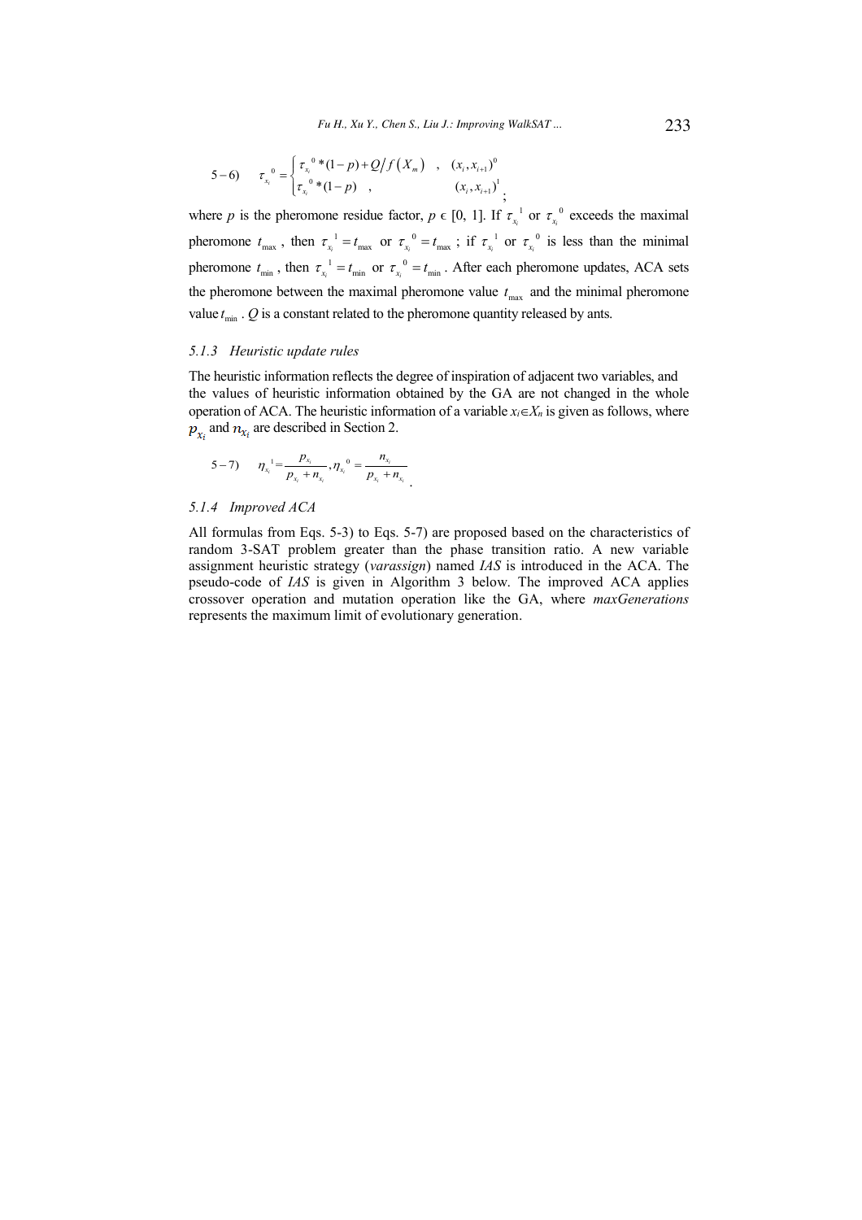$$5-6)\qquad \tau_{x_i}{}^{0}=\begin{cases}\tau_{x_i}{}^{0}*(1-p)+Q/f\left(X_m\right) & ,\quad (x_i,x_{i+1})^{0}\\ \tau_{x_i}{}^{0}*(1-p) & ,\quad (x_i,x_{i+1})^{1}\end{cases};$$

where $p$ is the pheromone residue factor, $p \in [0, 1]$. If $\tau_{x_i}{}^{1}$ or $\tau_{x_i}{}^{0}$ exceeds the maximal pheromone $t_{\max}$, then $\tau_{x_i}{}^{1}=t_{\max}$ or $\tau_{x_i}{}^{0}=t_{\max}$; if $\tau_{x_i}{}^{1}$ or $\tau_{x_i}{}^{0}$ is less than the minimal pheromone $t_{\min}$, then $\tau_{x_i}{}^{1}=t_{\min}$ or $\tau_{x_i}{}^{0}=t_{\min}$. After each pheromone updates, ACA sets the pheromone between the maximal pheromone value $t_{\max}$ and the minimal pheromone value $t_{\min}$. $Q$ is a constant related to the pheromone quantity released by ants.

### *5.1.3 Heuristic update rules*

The heuristic information reflects the degree of inspiration of adjacent two variables, and the values of heuristic information obtained by the GA are not changed in the whole operation of ACA. The heuristic information of a variable $x_i \in X_n$ is given as follows, where $p_{x_i}$ and $n_{x_i}$ are described in Section 2.

$$5-7)\qquad \eta_{x_i}{}^{1}=\frac{p_{x_i}}{p_{x_i}+n_{x_i}},\ \eta_{x_i}{}^{0}=\frac{n_{x_i}}{p_{x_i}+n_{x_i}}.$$

### *5.1.4 Improved ACA*

All formulas from Eqs. 5-3) to Eqs. 5-7) are proposed based on the characteristics of random 3-SAT problem greater than the phase transition ratio. A new variable assignment heuristic strategy (*varassign*) named *IAS* is introduced in the ACA. The pseudo-code of *IAS* is given in Algorithm 3 below. The improved ACA applies crossover operation and mutation operation like the GA, where *maxGenerations* represents the maximum limit of evolutionary generation.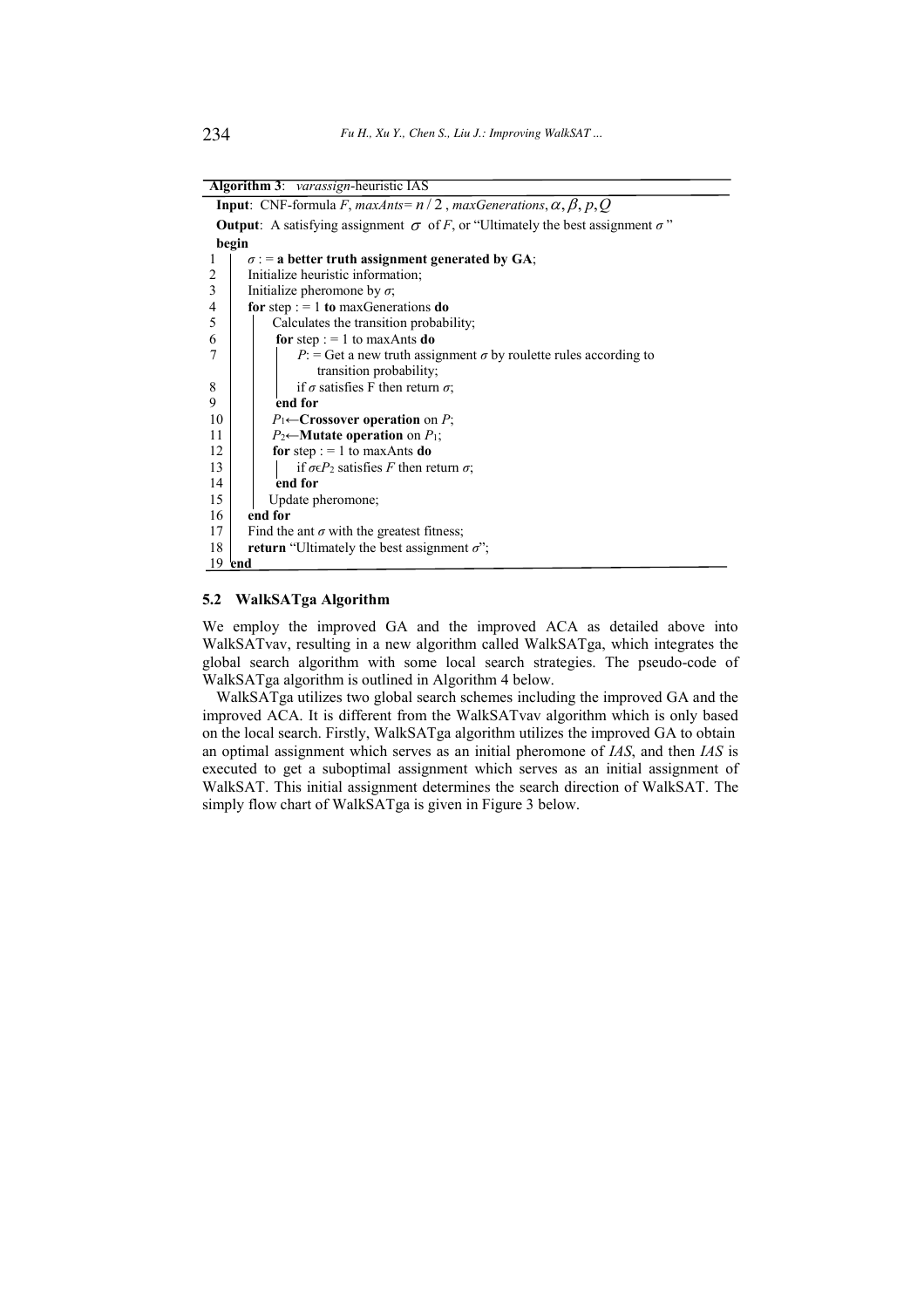**Algorithm 3**: *varassign*-heuristic IAS

```
Input: CNF-formula F, maxAnts= n/2, maxGenerations, α, β, p, Q
Output: A satisfying assignment σ of F, or "Ultimately the best assignment σ"
begin
1   σ := a better truth assignment generated by GA;
2   Initialize heuristic information;
3   Initialize pheromone by σ;
4   for step := 1 to maxGenerations do
5       Calculates the transition probability;
6       for step := 1 to maxAnts do
7           P: = Get a new truth assignment σ by roulette rules according to
                transition probability;
8           if σ satisfies F then return σ;
9       end for
10      P1←Crossover operation on P;
11      P2←Mutate operation on P1;
12      for step := 1 to maxAnts do
13          if σ∈P2 satisfies F then return σ;
14      end for
15      Update pheromone;
16  end for
17  Find the ant σ with the greatest fitness;
18  return "Ultimately the best assignment σ";
19 end
```

### 5.2 WalkSATga Algorithm

We employ the improved GA and the improved ACA as detailed above into WalkSATvav, resulting in a new algorithm called WalkSATga, which integrates the global search algorithm with some local search strategies. The pseudo-code of WalkSATga algorithm is outlined in Algorithm 4 below.

WalkSATga utilizes two global search schemes including the improved GA and the improved ACA. It is different from the WalkSATvav algorithm which is only based on the local search. Firstly, WalkSATga algorithm utilizes the improved GA to obtain an optimal assignment which serves as an initial pheromone of *IAS*, and then *IAS* is executed to get a suboptimal assignment which serves as an initial assignment of WalkSAT. This initial assignment determines the search direction of WalkSAT. The simply flow chart of WalkSATga is given in Figure 3 below.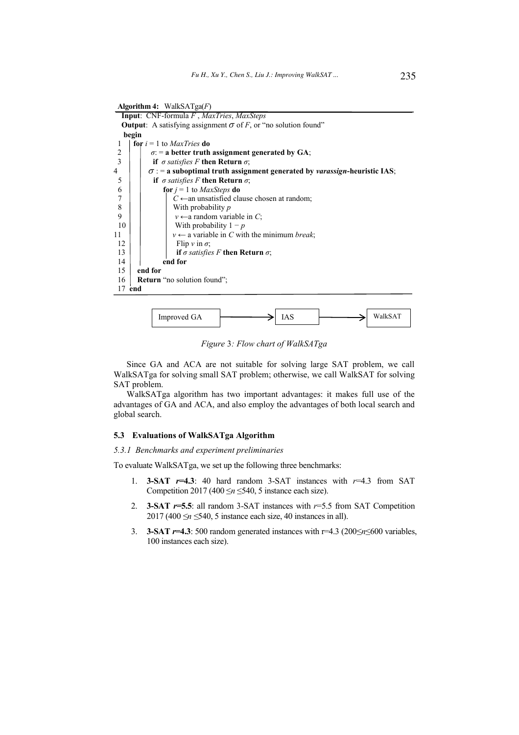**Algorithm 4:** WalkSATga($F$)

```
Input: CNF-formula F , MaxTries, MaxSteps
Output: A satisfying assignment σ of F, or "no solution found"
begin
1    for i = 1 to MaxTries do
2        σ: = a better truth assignment generated by GA;
3        if σ satisfies F then Return σ;
4        σ : = a suboptimal truth assignment generated by varassign-heuristic IAS;
5        if σ satisfies F then Return σ;
6        for j = 1 to MaxSteps do
7            C ←an unsatisfied clause chosen at random;
8            With probability p
9              v ←a random variable in C;
10           With probability 1 − p
11             v ← a variable in C with the minimum break;
12           Flip v in σ;
13           if σ satisfies F then Return σ;
14       end for
15   end for
16   Return "no solution found";
17 end
```

Improved GA → IAS → WalkSAT

*Figure 3: Flow chart of WalkSATga*

Since GA and ACA are not suitable for solving large SAT problem, we call WalkSATga for solving small SAT problem; otherwise, we call WalkSAT for solving SAT problem.

WalkSATga algorithm has two important advantages: it makes full use of the advantages of GA and ACA, and also employ the advantages of both local search and global search.

### 5.3 Evaluations of WalkSATga Algorithm

#### *5.3.1 Benchmarks and experiment preliminaries*

To evaluate WalkSATga, we set up the following three benchmarks:

1. **3-SAT $r$=4.3**: 40 hard random 3-SAT instances with $r$=4.3 from SAT Competition 2017 ($400 \leq n \leq 540$, 5 instance each size).
2. **3-SAT $r$=5.5**: all random 3-SAT instances with $r$=5.5 from SAT Competition 2017 ($400 \leq n \leq 540$, 5 instance each size, 40 instances in all).
3. **3-SAT $r$=4.3**: 500 random generated instances with r=4.3 ($200 \leq n \leq 600$ variables, 100 instances each size).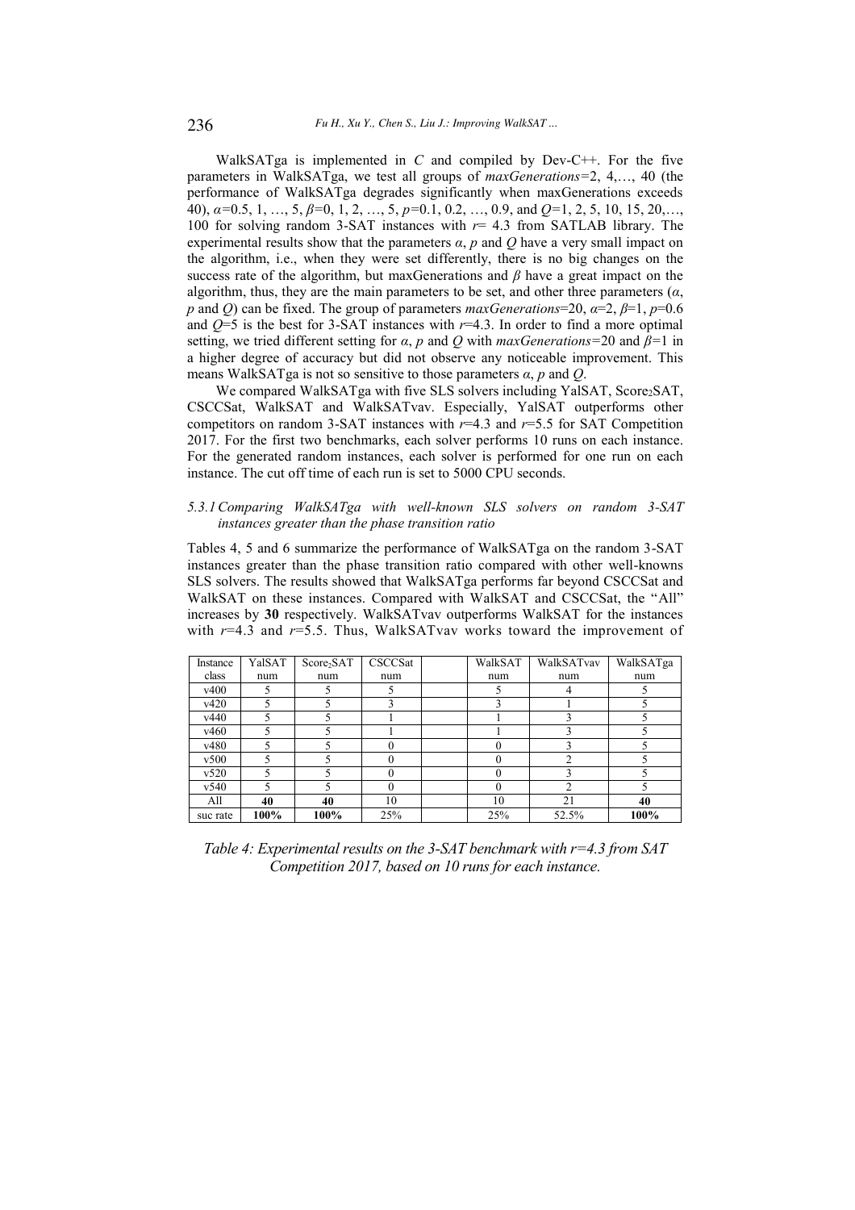WalkSATga is implemented in *C* and compiled by Dev-C++. For the five parameters in WalkSATga, we test all groups of *maxGenerations*=2, 4,…, 40 (the performance of WalkSATga degrades significantly when maxGenerations exceeds 40), $\alpha$=0.5, 1, …, 5, $\beta$=0, 1, 2, …, 5, $p$=0.1, 0.2, …, 0.9, and $Q$=1, 2, 5, 10, 15, 20,…, 100 for solving random 3-SAT instances with $r$= 4.3 from SATLAB library. The experimental results show that the parameters $\alpha$, $p$ and $Q$ have a very small impact on the algorithm, i.e., when they were set differently, there is no big changes on the success rate of the algorithm, but maxGenerations and $\beta$ have a great impact on the algorithm, thus, they are the main parameters to be set, and other three parameters ($\alpha$, $p$ and $Q$) can be fixed. The group of parameters *maxGenerations*=20, $\alpha$=2, $\beta$=1, $p$=0.6 and $Q$=5 is the best for 3-SAT instances with $r$=4.3. In order to find a more optimal setting, we tried different setting for $\alpha$, $p$ and $Q$ with *maxGenerations*=20 and $\beta$=1 in a higher degree of accuracy but did not observe any noticeable improvement. This means WalkSATga is not so sensitive to those parameters $\alpha$, $p$ and $Q$.

We compared WalkSATga with five SLS solvers including YalSAT, Score$_2$SAT, CSCCSat, WalkSAT and WalkSATvav. Especially, YalSAT outperforms other competitors on random 3-SAT instances with $r$=4.3 and $r$=5.5 for SAT Competition 2017. For the first two benchmarks, each solver performs 10 runs on each instance. For the generated random instances, each solver is performed for one run on each instance. The cut off time of each run is set to 5000 CPU seconds.

### 5.3.1 *Comparing WalkSATga with well-known SLS solvers on random 3-SAT instances greater than the phase transition ratio*

Tables 4, 5 and 6 summarize the performance of WalkSATga on the random 3-SAT instances greater than the phase transition ratio compared with other well-knowns SLS solvers. The results showed that WalkSATga performs far beyond CSCCSat and WalkSAT on these instances. Compared with WalkSAT and CSCCSat, the "All" increases by **30** respectively. WalkSATvav outperforms WalkSAT for the instances with $r$=4.3 and $r$=5.5. Thus, WalkSATvav works toward the improvement of

| Instance class | YalSAT num | Score$_2$SAT num | CSCCSat num | WalkSAT num | WalkSATvav num | WalkSATga num |
|---|---|---|---|---|---|---|
| v400 | 5 | 5 | 5 | 5 | 4 | 5 |
| v420 | 5 | 5 | 3 | 3 | 1 | 5 |
| v440 | 5 | 5 | 1 | 1 | 3 | 5 |
| v460 | 5 | 5 | 1 | 1 | 3 | 5 |
| v480 | 5 | 5 | 0 | 0 | 3 | 5 |
| v500 | 5 | 5 | 0 | 0 | 2 | 5 |
| v520 | 5 | 5 | 0 | 0 | 3 | 5 |
| v540 | 5 | 5 | 0 | 0 | 2 | 5 |
| All | **40** | **40** | 10 | 10 | 21 | **40** |
| suc rate | **100%** | **100%** | 25% | 25% | 52.5% | **100%** |

*Table 4: Experimental results on the 3-SAT benchmark with r=4.3 from SAT Competition 2017, based on 10 runs for each instance.*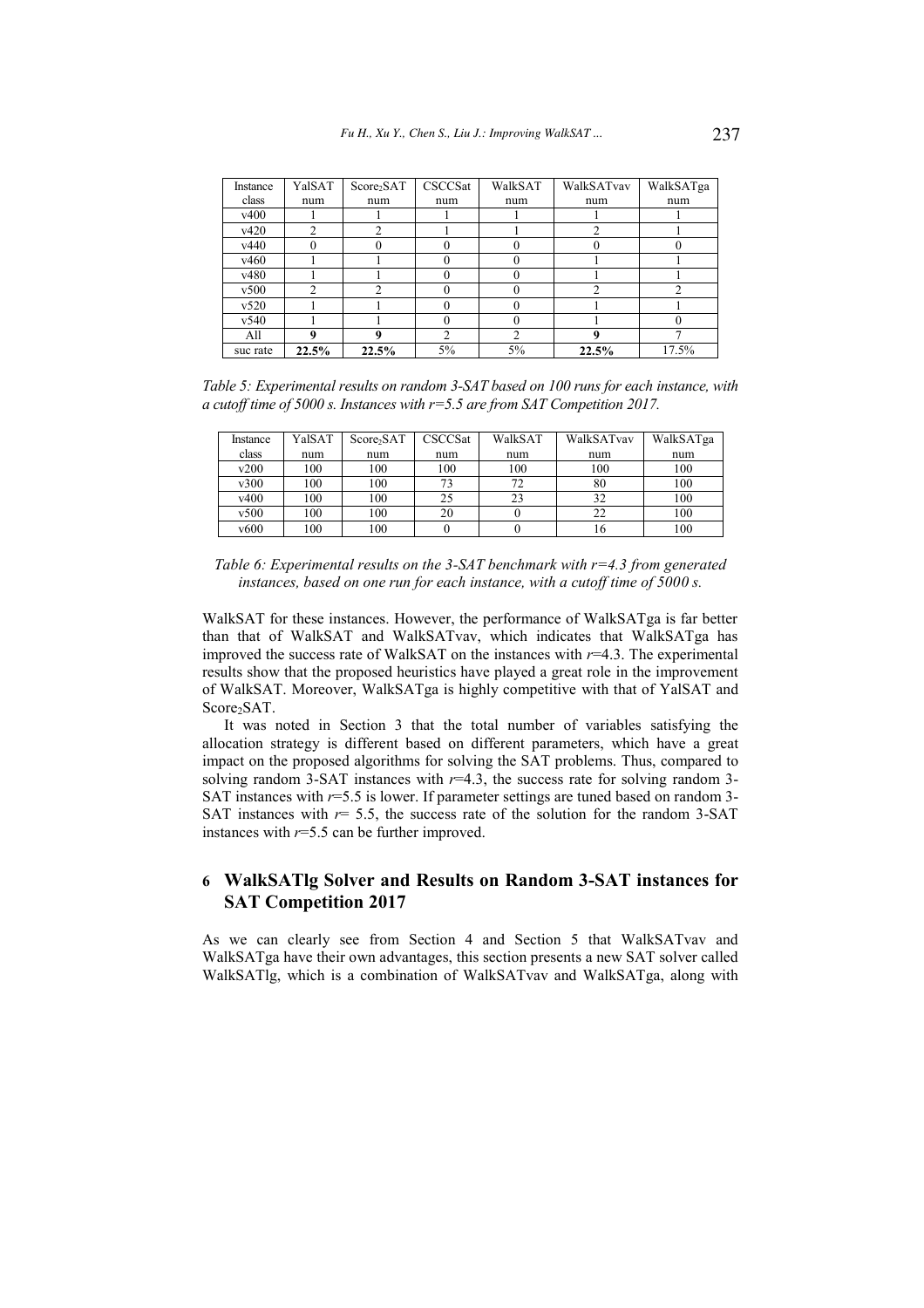| Instance class | YalSAT num | $Score_2SAT$ num | CSCCSat num | WalkSAT num | WalkSATvav num | WalkSATga num |
|---|---|---|---|---|---|---|
| v400 | 1 | 1 | 1 | 1 | 1 | 1 |
| v420 | 2 | 2 | 1 | 1 | 2 | 1 |
| v440 | 0 | 0 | 0 | 0 | 0 | 0 |
| v460 | 1 | 1 | 0 | 0 | 1 | 1 |
| v480 | 1 | 1 | 0 | 0 | 1 | 1 |
| v500 | 2 | 2 | 0 | 0 | 2 | 2 |
| v520 | 1 | 1 | 0 | 0 | 1 | 1 |
| v540 | 1 | 1 | 0 | 0 | 1 | 0 |
| All | **9** | **9** | 2 | 2 | **9** | 7 |
| suc rate | **22.5%** | **22.5%** | 5% | 5% | **22.5%** | 17.5% |

*Table 5: Experimental results on random 3-SAT based on 100 runs for each instance, with a cutoff time of 5000 s. Instances with r=5.5 are from SAT Competition 2017.*

| Instance class | YalSAT num | $Score_2SAT$ num | CSCCSat num | WalkSAT num | WalkSATvav num | WalkSATga num |
|---|---|---|---|---|---|---|
| v200 | 100 | 100 | 100 | 100 | 100 | 100 |
| v300 | 100 | 100 | 73 | 72 | 80 | 100 |
| v400 | 100 | 100 | 25 | 23 | 32 | 100 |
| v500 | 100 | 100 | 20 | 0 | 22 | 100 |
| v600 | 100 | 100 | 0 | 0 | 16 | 100 |

*Table 6: Experimental results on the 3-SAT benchmark with r=4.3 from generated instances, based on one run for each instance, with a cutoff time of 5000 s.*

WalkSAT for these instances. However, the performance of WalkSATga is far better than that of WalkSAT and WalkSATvav, which indicates that WalkSATga has improved the success rate of WalkSAT on the instances with $r$=4.3. The experimental results show that the proposed heuristics have played a great role in the improvement of WalkSAT. Moreover, WalkSATga is highly competitive with that of YalSAT and $Score_2SAT$.

It was noted in Section 3 that the total number of variables satisfying the allocation strategy is different based on different parameters, which have a great impact on the proposed algorithms for solving the SAT problems. Thus, compared to solving random 3-SAT instances with $r$=4.3, the success rate for solving random 3-SAT instances with $r$=5.5 is lower. If parameter settings are tuned based on random 3-SAT instances with $r$= 5.5, the success rate of the solution for the random 3-SAT instances with $r$=5.5 can be further improved.

## 6 WalkSATlg Solver and Results on Random 3-SAT instances for SAT Competition 2017

As we can clearly see from Section 4 and Section 5 that WalkSATvav and WalkSATga have their own advantages, this section presents a new SAT solver called WalkSATlg, which is a combination of WalkSATvav and WalkSATga, along with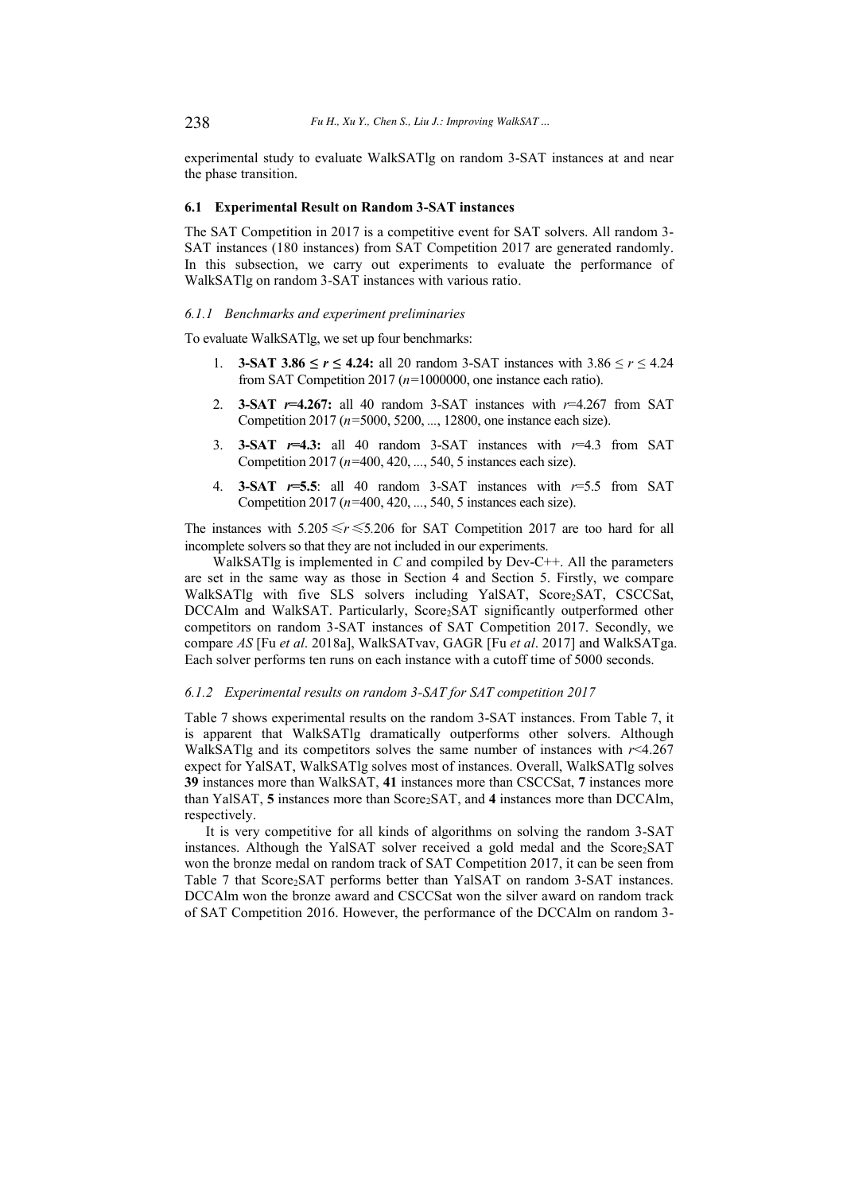experimental study to evaluate WalkSATlg on random 3-SAT instances at and near the phase transition.

### 6.1 Experimental Result on Random 3-SAT instances

The SAT Competition in 2017 is a competitive event for SAT solvers. All random 3-SAT instances (180 instances) from SAT Competition 2017 are generated randomly. In this subsection, we carry out experiments to evaluate the performance of WalkSATlg on random 3-SAT instances with various ratio.

#### *6.1.1 Benchmarks and experiment preliminaries*

To evaluate WalkSATlg, we set up four benchmarks:

1. **3-SAT 3.86 ≤ $r$ ≤ 4.24:** all 20 random 3-SAT instances with $3.86 \leq r \leq 4.24$ from SAT Competition 2017 ($n$=1000000, one instance each ratio).
2. **3-SAT $r$=4.267:** all 40 random 3-SAT instances with $r$=4.267 from SAT Competition 2017 ($n$=5000, 5200, ..., 12800, one instance each size).
3. **3-SAT $r$=4.3:** all 40 random 3-SAT instances with $r$=4.3 from SAT Competition 2017 ($n$=400, 420, ..., 540, 5 instances each size).
4. **3-SAT $r$=5.5**: all 40 random 3-SAT instances with $r$=5.5 from SAT Competition 2017 ($n$=400, 420, ..., 540, 5 instances each size).

The instances with $5.205 \leqslant r \leqslant 5.206$ for SAT Competition 2017 are too hard for all incomplete solvers so that they are not included in our experiments.

WalkSATlg is implemented in *C* and compiled by Dev-C++. All the parameters are set in the same way as those in Section 4 and Section 5. Firstly, we compare WalkSATlg with five SLS solvers including YalSAT, Score$_2$SAT, CSCCSat, DCCAlm and WalkSAT. Particularly, Score$_2$SAT significantly outperformed other competitors on random 3-SAT instances of SAT Competition 2017. Secondly, we compare *AS* [Fu *et al*. 2018a], WalkSATvav, GAGR [Fu *et al*. 2017] and WalkSATga. Each solver performs ten runs on each instance with a cutoff time of 5000 seconds.

#### *6.1.2 Experimental results on random 3-SAT for SAT competition 2017*

Table 7 shows experimental results on the random 3-SAT instances. From Table 7, it is apparent that WalkSATlg dramatically outperforms other solvers. Although WalkSATlg and its competitors solves the same number of instances with $r$<4.267 expect for YalSAT, WalkSATlg solves most of instances. Overall, WalkSATlg solves **39** instances more than WalkSAT, **41** instances more than CSCCSat, **7** instances more than YalSAT, **5** instances more than Score$_2$SAT, and **4** instances more than DCCAlm, respectively.

It is very competitive for all kinds of algorithms on solving the random 3-SAT instances. Although the YalSAT solver received a gold medal and the Score$_2$SAT won the bronze medal on random track of SAT Competition 2017, it can be seen from Table 7 that Score$_2$SAT performs better than YalSAT on random 3-SAT instances. DCCAlm won the bronze award and CSCCSat won the silver award on random track of SAT Competition 2016. However, the performance of the DCCAlm on random 3-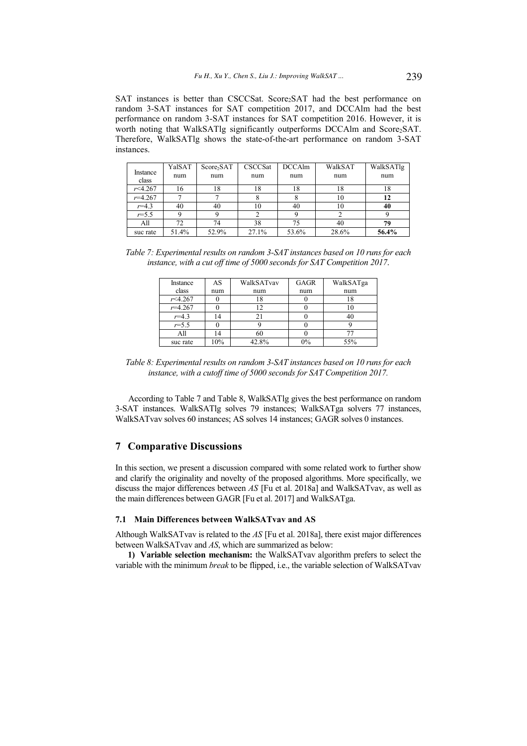SAT instances is better than CSCCSat. Score$_2$SAT had the best performance on random 3-SAT instances for SAT competition 2017, and DCCAlm had the best performance on random 3-SAT instances for SAT competition 2016. However, it is worth noting that WalkSATlg significantly outperforms DCCAlm and Score$_2$SAT. Therefore, WalkSATlg shows the state-of-the-art performance on random 3-SAT instances.

| Instance class | YalSAT num | Score$_2$SAT num | CSCCSat num | DCCAlm num | WalkSAT num | WalkSATlg num |
|---|---|---|---|---|---|---|
| $r$<4.267 | 16 | 18 | 18 | 18 | 18 | 18 |
| $r$=4.267 | 7 | 7 | 8 | 8 | 10 | **12** |
| $r$=4.3 | 40 | 40 | 10 | 40 | 10 | **40** |
| $r$=5.5 | 9 | 9 | 2 | 9 | 2 | 9 |
| All | 72 | 74 | 38 | 75 | 40 | **79** |
| suc rate | 51.4% | 52.9% | 27.1% | 53.6% | 28.6% | **56.4%** |

*Table 7: Experimental results on random 3-SAT instances based on 10 runs for each instance, with a cut off time of 5000 seconds for SAT Competition 2017.*

| Instance class | AS num | WalkSATvav num | GAGR num | WalkSATga num |
|---|---|---|---|---|
| $r$<4.267 | 0 | 18 | 0 | 18 |
| $r$=4.267 | 0 | 12 | 0 | 10 |
| $r$=4.3 | 14 | 21 | 0 | 40 |
| $r$=5.5 | 0 | 9 | 0 | 9 |
| All | 14 | 60 | 0 | 77 |
| suc rate | 10% | 42.8% | 0% | 55% |

*Table 8: Experimental results on random 3-SAT instances based on 10 runs for each instance, with a cutoff time of 5000 seconds for SAT Competition 2017.*

According to Table 7 and Table 8, WalkSATlg gives the best performance on random 3-SAT instances. WalkSATlg solves 79 instances; WalkSATga solvers 77 instances, WalkSATvav solves 60 instances; AS solves 14 instances; GAGR solves 0 instances.

## 7 Comparative Discussions

In this section, we present a discussion compared with some related work to further show and clarify the originality and novelty of the proposed algorithms. More specifically, we discuss the major differences between *AS* [Fu et al. 2018a] and WalkSATvav, as well as the main differences between GAGR [Fu et al. 2017] and WalkSATga.

### 7.1 Main Differences between WalkSATvav and AS

Although WalkSATvav is related to the *AS* [Fu et al. 2018a], there exist major differences between WalkSATvav and *AS*, which are summarized as below:

**1) Variable selection mechanism:** the WalkSATvav algorithm prefers to select the variable with the minimum *break* to be flipped, i.e., the variable selection of WalkSATvav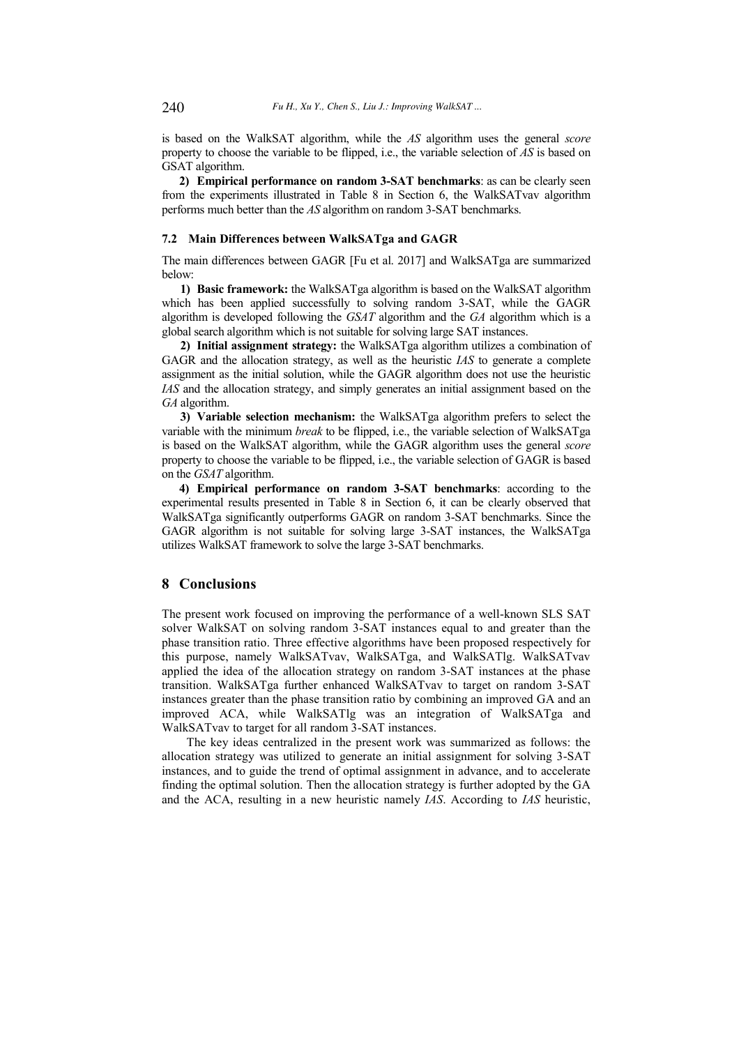is based on the WalkSAT algorithm, while the *AS* algorithm uses the general *score* property to choose the variable to be flipped, i.e., the variable selection of *AS* is based on GSAT algorithm.

**2) Empirical performance on random 3-SAT benchmarks**: as can be clearly seen from the experiments illustrated in Table 8 in Section 6, the WalkSATvav algorithm performs much better than the *AS* algorithm on random 3-SAT benchmarks.

### 7.2 Main Differences between WalkSATga and GAGR

The main differences between GAGR [Fu et al. 2017] and WalkSATga are summarized below:

**1) Basic framework:** the WalkSATga algorithm is based on the WalkSAT algorithm which has been applied successfully to solving random 3-SAT, while the GAGR algorithm is developed following the *GSAT* algorithm and the *GA* algorithm which is a global search algorithm which is not suitable for solving large SAT instances.

**2) Initial assignment strategy:** the WalkSATga algorithm utilizes a combination of GAGR and the allocation strategy, as well as the heuristic *IAS* to generate a complete assignment as the initial solution, while the GAGR algorithm does not use the heuristic *IAS* and the allocation strategy, and simply generates an initial assignment based on the *GA* algorithm.

**3) Variable selection mechanism:** the WalkSATga algorithm prefers to select the variable with the minimum *break* to be flipped, i.e., the variable selection of WalkSATga is based on the WalkSAT algorithm, while the GAGR algorithm uses the general *score* property to choose the variable to be flipped, i.e., the variable selection of GAGR is based on the *GSAT* algorithm.

**4) Empirical performance on random 3-SAT benchmarks**: according to the experimental results presented in Table 8 in Section 6, it can be clearly observed that WalkSATga significantly outperforms GAGR on random 3-SAT benchmarks. Since the GAGR algorithm is not suitable for solving large 3-SAT instances, the WalkSATga utilizes WalkSAT framework to solve the large 3-SAT benchmarks.

## 8 Conclusions

The present work focused on improving the performance of a well-known SLS SAT solver WalkSAT on solving random 3-SAT instances equal to and greater than the phase transition ratio. Three effective algorithms have been proposed respectively for this purpose, namely WalkSATvav, WalkSATga, and WalkSATlg. WalkSATvav applied the idea of the allocation strategy on random 3-SAT instances at the phase transition. WalkSATga further enhanced WalkSATvav to target on random 3-SAT instances greater than the phase transition ratio by combining an improved GA and an improved ACA, while WalkSATlg was an integration of WalkSATga and WalkSATvav to target for all random 3-SAT instances.

The key ideas centralized in the present work was summarized as follows: the allocation strategy was utilized to generate an initial assignment for solving 3-SAT instances, and to guide the trend of optimal assignment in advance, and to accelerate finding the optimal solution. Then the allocation strategy is further adopted by the GA and the ACA, resulting in a new heuristic namely *IAS*. According to *IAS* heuristic,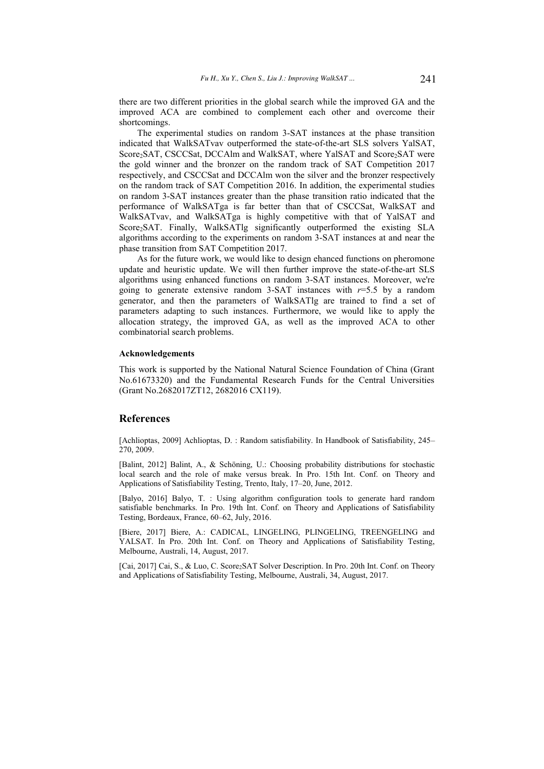there are two different priorities in the global search while the improved GA and the improved ACA are combined to complement each other and overcome their shortcomings.

The experimental studies on random 3-SAT instances at the phase transition indicated that WalkSATvav outperformed the state-of-the-art SLS solvers YalSAT, $Score_2SAT$, CSCCSat, DCCAlm and WalkSAT, where YalSAT and $Score_2SAT$ were the gold winner and the bronzer on the random track of SAT Competition 2017 respectively, and CSCCSat and DCCAlm won the silver and the bronzer respectively on the random track of SAT Competition 2016. In addition, the experimental studies on random 3-SAT instances greater than the phase transition ratio indicated that the performance of WalkSATga is far better than that of CSCCSat, WalkSAT and WalkSATvav, and WalkSATga is highly competitive with that of YalSAT and $Score_2SAT$. Finally, WalkSATlg significantly outperformed the existing SLA algorithms according to the experiments on random 3-SAT instances at and near the phase transition from SAT Competition 2017.

As for the future work, we would like to design ehanced functions on pheromone update and heuristic update. We will then further improve the state-of-the-art SLS algorithms using enhanced functions on random 3-SAT instances. Moreover, we're going to generate extensive random 3-SAT instances with $r$=5.5 by a random generator, and then the parameters of WalkSATlg are trained to find a set of parameters adapting to such instances. Furthermore, we would like to apply the allocation strategy, the improved GA, as well as the improved ACA to other combinatorial search problems.

#### Acknowledgements

This work is supported by the National Natural Science Foundation of China (Grant No.61673320) and the Fundamental Research Funds for the Central Universities (Grant No.2682017ZT12, 2682016 CX119).

## References

[Achlioptas, 2009] Achlioptas, D. : Random satisfiability. In Handbook of Satisfiability, 245–270, 2009.

[Balint, 2012] Balint, A., & Schöning, U.: Choosing probability distributions for stochastic local search and the role of make versus break. In Pro. 15th Int. Conf. on Theory and Applications of Satisfiability Testing, Trento, Italy, 17–20, June, 2012.

[Balyo, 2016] Balyo, T. : Using algorithm configuration tools to generate hard random satisfiable benchmarks. In Pro. 19th Int. Conf. on Theory and Applications of Satisfiability Testing, Bordeaux, France, 60–62, July, 2016.

[Biere, 2017] Biere, A.: CADICAL, LINGELING, PLINGELING, TREENGELING and YALSAT. In Pro. 20th Int. Conf. on Theory and Applications of Satisfiability Testing, Melbourne, Australi, 14, August, 2017.

[Cai, 2017] Cai, S., & Luo, C. $Score_2SAT$ Solver Description. In Pro. 20th Int. Conf. on Theory and Applications of Satisfiability Testing, Melbourne, Australi, 34, August, 2017.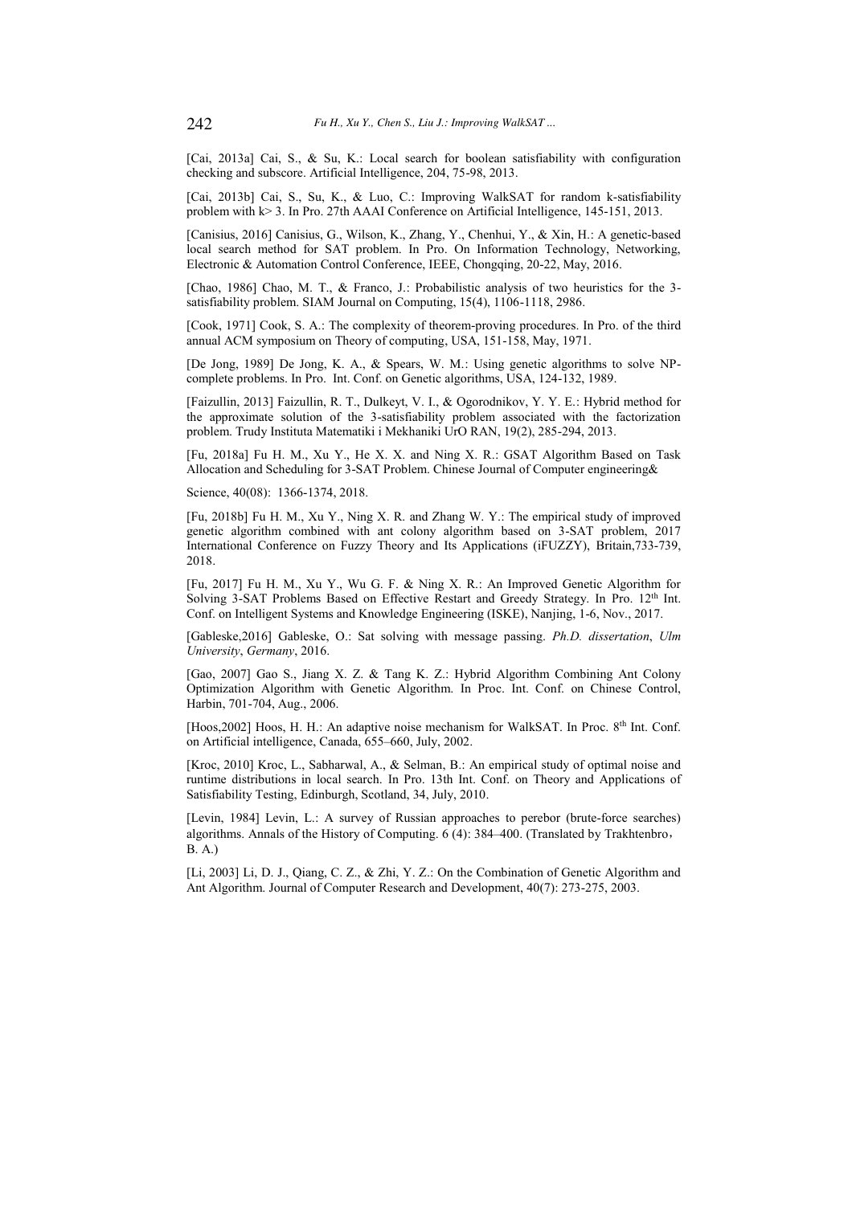[Cai, 2013a] Cai, S., & Su, K.: Local search for boolean satisfiability with configuration checking and subscore. Artificial Intelligence, 204, 75-98, 2013.

[Cai, 2013b] Cai, S., Su, K., & Luo, C.: Improving WalkSAT for random k-satisfiability problem with k> 3. In Pro. 27th AAAI Conference on Artificial Intelligence, 145-151, 2013.

[Canisius, 2016] Canisius, G., Wilson, K., Zhang, Y., Chenhui, Y., & Xin, H.: A genetic-based local search method for SAT problem. In Pro. On Information Technology, Networking, Electronic & Automation Control Conference, IEEE, Chongqing, 20-22, May, 2016.

[Chao, 1986] Chao, M. T., & Franco, J.: Probabilistic analysis of two heuristics for the 3-satisfiability problem. SIAM Journal on Computing, 15(4), 1106-1118, 2986.

[Cook, 1971] Cook, S. A.: The complexity of theorem-proving procedures. In Pro. of the third annual ACM symposium on Theory of computing, USA, 151-158, May, 1971.

[De Jong, 1989] De Jong, K. A., & Spears, W. M.: Using genetic algorithms to solve NP-complete problems. In Pro. Int. Conf. on Genetic algorithms, USA, 124-132, 1989.

[Faizullin, 2013] Faizullin, R. T., Dulkeyt, V. I., & Ogorodnikov, Y. Y. E.: Hybrid method for the approximate solution of the 3-satisfiability problem associated with the factorization problem. Trudy Instituta Matematiki i Mekhaniki UrO RAN, 19(2), 285-294, 2013.

[Fu, 2018a] Fu H. M., Xu Y., He X. X. and Ning X. R.: GSAT Algorithm Based on Task Allocation and Scheduling for 3-SAT Problem. Chinese Journal of Computer engineering&

Science, 40(08): 1366-1374, 2018.

[Fu, 2018b] Fu H. M., Xu Y., Ning X. R. and Zhang W. Y.: The empirical study of improved genetic algorithm combined with ant colony algorithm based on 3-SAT problem, 2017 International Conference on Fuzzy Theory and Its Applications (iFUZZY), Britain,733-739, 2018.

[Fu, 2017] Fu H. M., Xu Y., Wu G. F. & Ning X. R.: An Improved Genetic Algorithm for Solving 3-SAT Problems Based on Effective Restart and Greedy Strategy. In Pro. 12th Int. Conf. on Intelligent Systems and Knowledge Engineering (ISKE), Nanjing, 1-6, Nov., 2017.

[Gableske,2016] Gableske, O.: Sat solving with message passing. *Ph.D. dissertation*, *Ulm University*, *Germany*, 2016.

[Gao, 2007] Gao S., Jiang X. Z. & Tang K. Z.: Hybrid Algorithm Combining Ant Colony Optimization Algorithm with Genetic Algorithm. In Proc. Int. Conf. on Chinese Control, Harbin, 701-704, Aug., 2006.

[Hoos,2002] Hoos, H. H.: An adaptive noise mechanism for WalkSAT. In Proc. 8th Int. Conf. on Artificial intelligence, Canada, 655–660, July, 2002.

[Kroc, 2010] Kroc, L., Sabharwal, A., & Selman, B.: An empirical study of optimal noise and runtime distributions in local search. In Pro. 13th Int. Conf. on Theory and Applications of Satisfiability Testing, Edinburgh, Scotland, 34, July, 2010.

[Levin, 1984] Levin, L.: A survey of Russian approaches to perebor (brute-force searches) algorithms. Annals of the History of Computing. 6 (4): 384–400. (Translated by Trakhtenbro, B. A.)

[Li, 2003] Li, D. J., Qiang, C. Z., & Zhi, Y. Z.: On the Combination of Genetic Algorithm and Ant Algorithm. Journal of Computer Research and Development, 40(7): 273-275, 2003.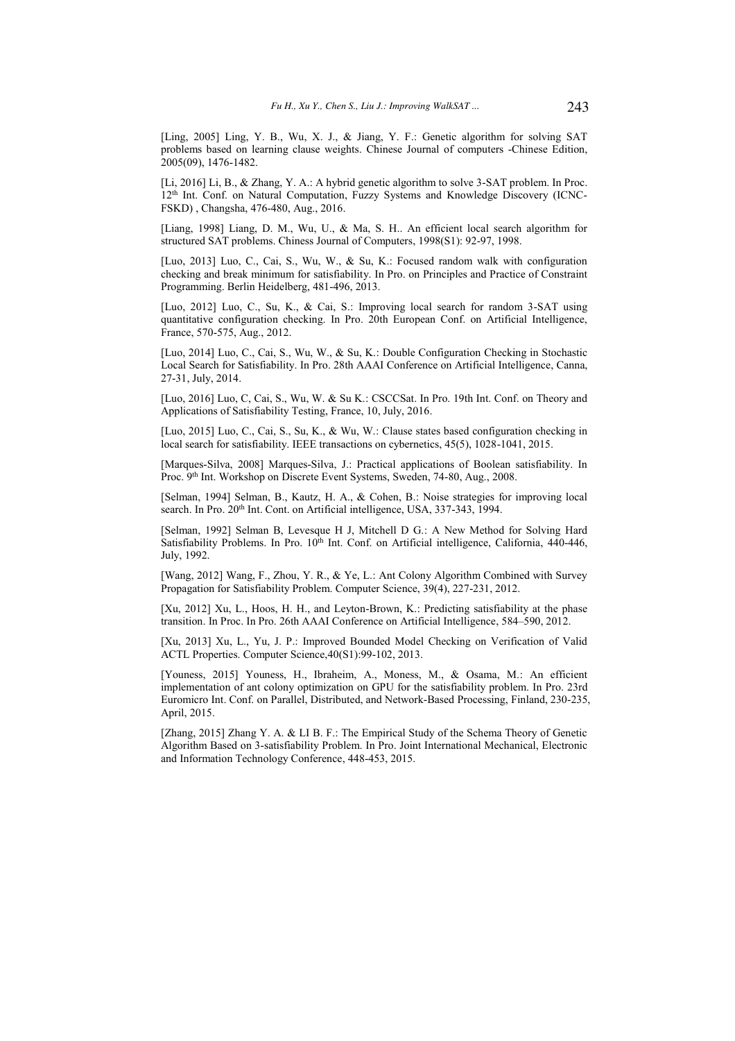[Ling, 2005] Ling, Y. B., Wu, X. J., & Jiang, Y. F.: Genetic algorithm for solving SAT problems based on learning clause weights. Chinese Journal of computers -Chinese Edition, 2005(09), 1476-1482.

[Li, 2016] Li, B., & Zhang, Y. A.: A hybrid genetic algorithm to solve 3-SAT problem. In Proc. 12th Int. Conf. on Natural Computation, Fuzzy Systems and Knowledge Discovery (ICNC-FSKD) , Changsha, 476-480, Aug., 2016.

[Liang, 1998] Liang, D. M., Wu, U., & Ma, S. H.. An efficient local search algorithm for structured SAT problems. Chiness Journal of Computers, 1998(S1): 92-97, 1998.

[Luo, 2013] Luo, C., Cai, S., Wu, W., & Su, K.: Focused random walk with configuration checking and break minimum for satisfiability. In Pro. on Principles and Practice of Constraint Programming. Berlin Heidelberg, 481-496, 2013.

[Luo, 2012] Luo, C., Su, K., & Cai, S.: Improving local search for random 3-SAT using quantitative configuration checking. In Pro. 20th European Conf. on Artificial Intelligence, France, 570-575, Aug., 2012.

[Luo, 2014] Luo, C., Cai, S., Wu, W., & Su, K.: Double Configuration Checking in Stochastic Local Search for Satisfiability. In Pro. 28th AAAI Conference on Artificial Intelligence, Canna, 27-31, July, 2014.

[Luo, 2016] Luo, C, Cai, S., Wu, W. & Su K.: CSCCSat. In Pro. 19th Int. Conf. on Theory and Applications of Satisfiability Testing, France, 10, July, 2016.

[Luo, 2015] Luo, C., Cai, S., Su, K., & Wu, W.: Clause states based configuration checking in local search for satisfiability. IEEE transactions on cybernetics, 45(5), 1028-1041, 2015.

[Marques-Silva, 2008] Marques-Silva, J.: Practical applications of Boolean satisfiability. In Proc. 9th Int. Workshop on Discrete Event Systems, Sweden, 74-80, Aug., 2008.

[Selman, 1994] Selman, B., Kautz, H. A., & Cohen, B.: Noise strategies for improving local search. In Pro. 20th Int. Cont. on Artificial intelligence, USA, 337-343, 1994.

[Selman, 1992] Selman B, Levesque H J, Mitchell D G.: A New Method for Solving Hard Satisfiability Problems. In Pro. 10th Int. Conf. on Artificial intelligence, California, 440-446, July, 1992.

[Wang, 2012] Wang, F., Zhou, Y. R., & Ye, L.: Ant Colony Algorithm Combined with Survey Propagation for Satisfiability Problem. Computer Science, 39(4), 227-231, 2012.

[Xu, 2012] Xu, L., Hoos, H. H., and Leyton-Brown, K.: Predicting satisfiability at the phase transition. In Proc. In Pro. 26th AAAI Conference on Artificial Intelligence, 584–590, 2012.

[Xu, 2013] Xu, L., Yu, J. P.: Improved Bounded Model Checking on Verification of Valid ACTL Properties. Computer Science,40(S1):99-102, 2013.

[Youness, 2015] Youness, H., Ibraheim, A., Moness, M., & Osama, M.: An efficient implementation of ant colony optimization on GPU for the satisfiability problem. In Pro. 23rd Euromicro Int. Conf. on Parallel, Distributed, and Network-Based Processing, Finland, 230-235, April, 2015.

[Zhang, 2015] Zhang Y. A. & LI B. F.: The Empirical Study of the Schema Theory of Genetic Algorithm Based on 3-satisfiability Problem. In Pro. Joint International Mechanical, Electronic and Information Technology Conference, 448-453, 2015.